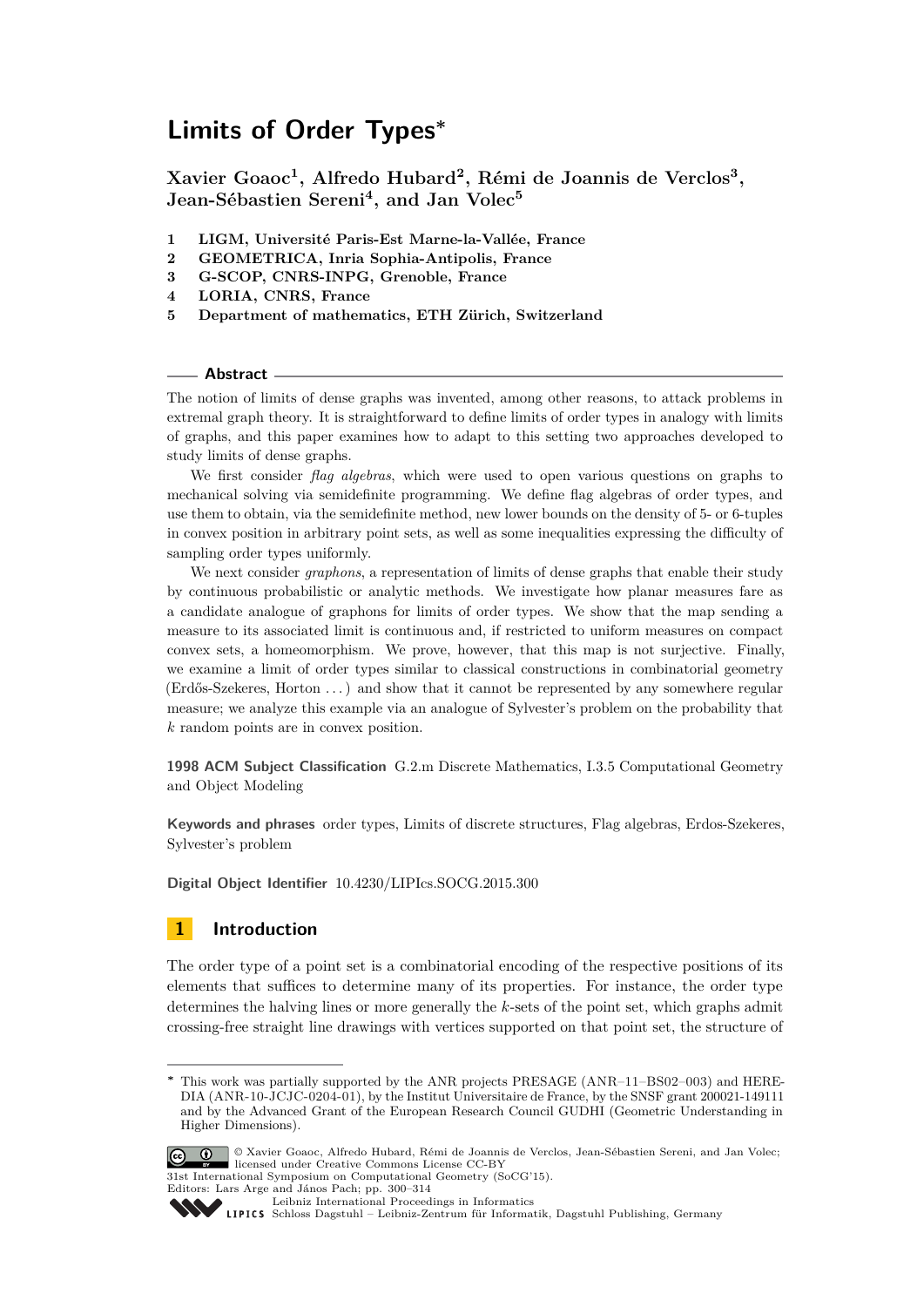# Limits of Order Types*

**Xavier Goaoc[1], Alfredo Hubard[2], Rémi de Joannis de Verclos[3], Jean-Sébastien Sereni[4], and Jan Volec[5]**

1 **LIGM, Université Paris-Est Marne-la-Vallée, France**
2 **GEOMETRICA, Inria Sophia-Antipolis, France**
3 **G-SCOP, CNRS-INPG, Grenoble, France**
4 **LORIA, CNRS, France**
5 **Department of mathematics, ETH Zürich, Switzerland**

## Abstract

The notion of limits of dense graphs was invented, among other reasons, to attack problems in extremal graph theory. It is straightforward to define limits of order types in analogy with limits of graphs, and this paper examines how to adapt to this setting two approaches developed to study limits of dense graphs.

We first consider *flag algebras*, which were used to open various questions on graphs to mechanical solving via semidefinite programming. We define flag algebras of order types, and use them to obtain, via the semidefinite method, new lower bounds on the density of 5- or 6-tuples in convex position in arbitrary point sets, as well as some inequalities expressing the difficulty of sampling order types uniformly.

We next consider *graphons*, a representation of limits of dense graphs that enable their study by continuous probabilistic or analytic methods. We investigate how planar measures fare as a candidate analogue of graphons for limits of order types. We show that the map sending a measure to its associated limit is continuous and, if restricted to uniform measures on compact convex sets, a homeomorphism. We prove, however, that this map is not surjective. Finally, we examine a limit of order types similar to classical constructions in combinatorial geometry (Erdős-Szekeres, Horton ...) and show that it cannot be represented by any somewhere regular measure; we analyze this example via an analogue of Sylvester's problem on the probability that $k$ random points are in convex position.

**1998 ACM Subject Classification** G.2.m Discrete Mathematics, I.3.5 Computational Geometry and Object Modeling

**Keywords and phrases** order types, Limits of discrete structures, Flag algebras, Erdos-Szekeres, Sylvester's problem

**Digital Object Identifier** 10.4230/LIPIcs.SOCG.2015.300

## 1 Introduction

The order type of a point set is a combinatorial encoding of the respective positions of its elements that suffices to determine many of its properties. For instance, the order type determines the halving lines or more generally the $k$-sets of the point set, which graphs admit crossing-free straight line drawings with vertices supported on that point set, the structure of

---

* This work was partially supported by the ANR projects PRESAGE (ANR–11–BS02–003) and HERE-DIA (ANR-10-JCJC-0204-01), by the Institut Universitaire de France, by the SNSF grant 200021-149111 and by the Advanced Grant of the European Research Council GUDHI (Geometric Understanding in Higher Dimensions).

© Xavier Goaoc, Alfredo Hubard, Rémi de Joannis de Verclos, Jean-Sébastien Sereni, and Jan Volec; licensed under Creative Commons License CC-BY
31st International Symposium on Computational Geometry (SoCG'15).
Editors: Lars Arge and János Pach; pp. 300–314
Leibniz International Proceedings in Informatics
Schloss Dagstuhl – Leibniz-Zentrum für Informatik, Dagstuhl Publishing, Germany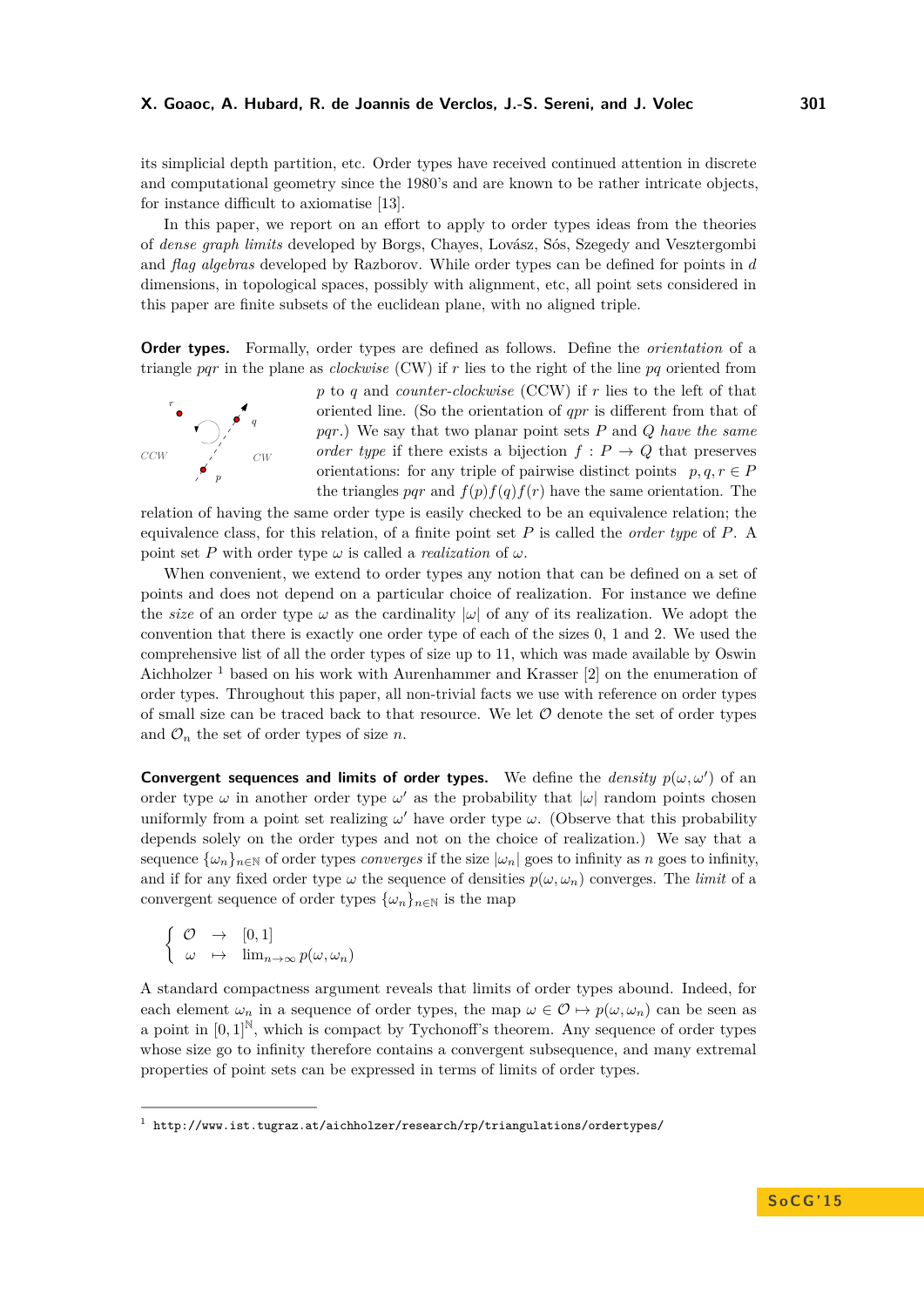its simplicial depth partition, etc. Order types have received continued attention in discrete and computational geometry since the 1980's and are known to be rather intricate objects, for instance difficult to axiomatise [13].

In this paper, we report on an effort to apply to order types ideas from the theories of *dense graph limits* developed by Borgs, Chayes, Lovász, Sós, Szegedy and Vesztergombi and *flag algebras* developed by Razborov. While order types can be defined for points in $d$ dimensions, in topological spaces, possibly with alignment, etc, all point sets considered in this paper are finite subsets of the euclidean plane, with no aligned triple.

**Order types.** Formally, order types are defined as follows. Define the *orientation* of a triangle $pqr$ in the plane as *clockwise* (CW) if $r$ lies to the right of the line $pq$ oriented from $p$ to $q$ and *counter-clockwise* (CCW) if $r$ lies to the left of that oriented line. (So the orientation of $qpr$ is different from that of $pqr$.) We say that two planar point sets $P$ and $Q$ *have the same order type* if there exists a bijection $f : P \to Q$ that preserves orientations: for any triple of pairwise distinct points $p, q, r \in P$ the triangles $pqr$ and $f(p)f(q)f(r)$ have the same orientation. The relation of having the same order type is easily checked to be an equivalence relation; the equivalence class, for this relation, of a finite point set $P$ is called the *order type* of $P$. A point set $P$ with order type $\omega$ is called a *realization* of $\omega$.

When convenient, we extend to order types any notion that can be defined on a set of points and does not depend on a particular choice of realization. For instance we define the *size* of an order type $\omega$ as the cardinality $|\omega|$ of any of its realization. We adopt the convention that there is exactly one order type of each of the sizes 0, 1 and 2. We used the comprehensive list of all the order types of size up to 11, which was made available by Oswin Aichholzer [1] based on his work with Aurenhammer and Krasser [2] on the enumeration of order types. Throughout this paper, all non-trivial facts we use with reference on order types of small size can be traced back to that resource. We let $\mathcal{O}$ denote the set of order types and $\mathcal{O}_n$ the set of order types of size $n$.

**Convergent sequences and limits of order types.** We define the *density* $p(\omega, \omega')$ of an order type $\omega$ in another order type $\omega'$ as the probability that $|\omega|$ random points chosen uniformly from a point set realizing $\omega'$ have order type $\omega$. (Observe that this probability depends solely on the order types and not on the choice of realization.) We say that a sequence $\{\omega_n\}_{n\in\mathbb{N}}$ of order types *converges* if the size $|\omega_n|$ goes to infinity as $n$ goes to infinity, and if for any fixed order type $\omega$ the sequence of densities $p(\omega, \omega_n)$ converges. The *limit* of a convergent sequence of order types $\{\omega_n\}_{n\in\mathbb{N}}$ is the map

$$\begin{cases} \mathcal{O} & \to & [0,1] \\ \omega & \mapsto & \lim_{n\to\infty} p(\omega, \omega_n) \end{cases}$$

A standard compactness argument reveals that limits of order types abound. Indeed, for each element $\omega_n$ in a sequence of order types, the map $\omega \in \mathcal{O} \mapsto p(\omega, \omega_n)$ can be seen as a point in $[0,1]^{\mathbb{N}}$, which is compact by Tychonoff's theorem. Any sequence of order types whose size go to infinity therefore contains a convergent subsequence, and many extremal properties of point sets can be expressed in terms of limits of order types.

[1] http://www.ist.tugraz.at/aichholzer/research/rp/triangulations/ordertypes/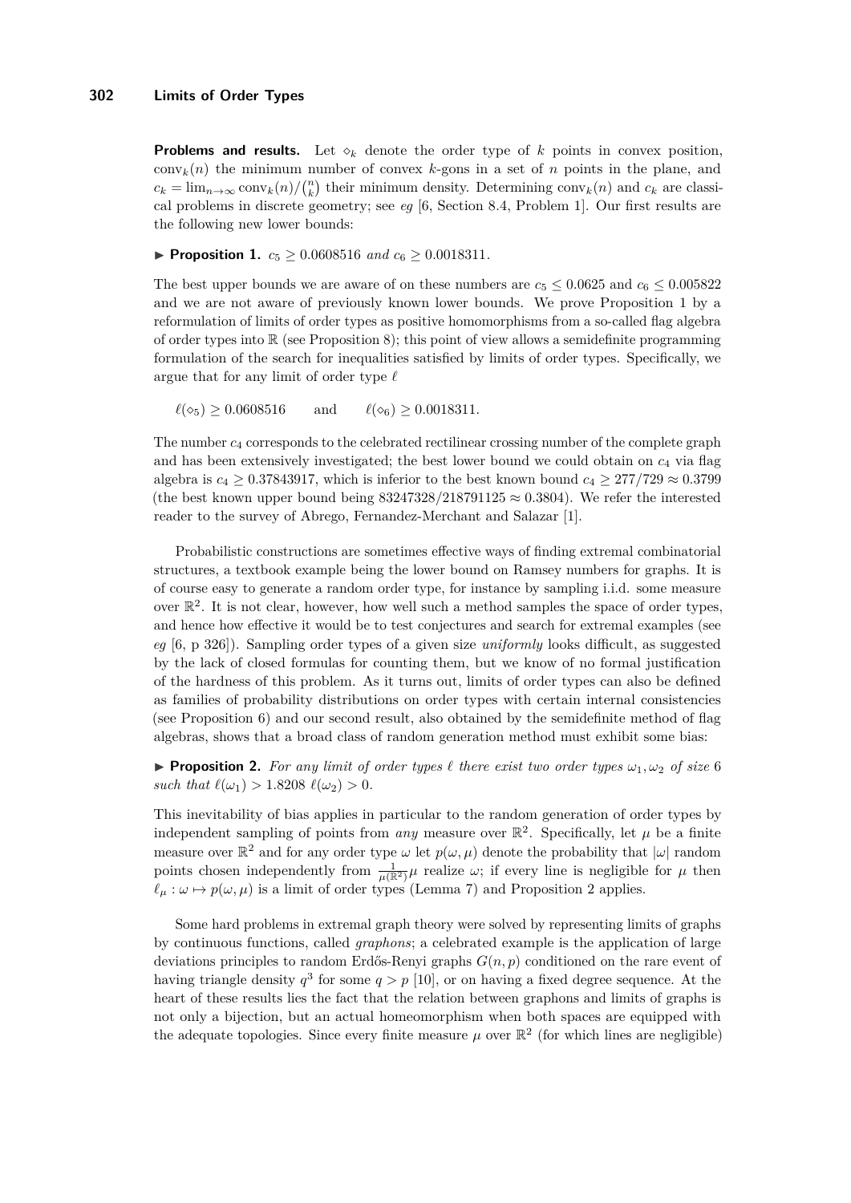**Problems and results.** Let $\diamond_k$ denote the order type of $k$ points in convex position, $\operatorname{conv}_k(n)$ the minimum number of convex $k$-gons in a set of $n$ points in the plane, and $c_k = \lim_{n\to\infty} \operatorname{conv}_k(n)/\binom{n}{k}$ their minimum density. Determining $\operatorname{conv}_k(n)$ and $c_k$ are classical problems in discrete geometry; see *eg* [6, Section 8.4, Problem 1]. Our first results are the following new lower bounds:

▶ **Proposition 1.** $c_5 \geq 0.0608516$ *and* $c_6 \geq 0.0018311$.

The best upper bounds we are aware of on these numbers are $c_5 \leq 0.0625$ and $c_6 \leq 0.005822$ and we are not aware of previously known lower bounds. We prove Proposition 1 by a reformulation of limits of order types as positive homomorphisms from a so-called flag algebra of order types into $\mathbb{R}$ (see Proposition 8); this point of view allows a semidefinite programming formulation of the search for inequalities satisfied by limits of order types. Specifically, we argue that for any limit of order type $\ell$

$$\ell(\diamond_5) \geq 0.0608516 \qquad \text{and} \qquad \ell(\diamond_6) \geq 0.0018311.$$

The number $c_4$ corresponds to the celebrated rectilinear crossing number of the complete graph and has been extensively investigated; the best lower bound we could obtain on $c_4$ via flag algebra is $c_4 \geq 0.37843917$, which is inferior to the best known bound $c_4 \geq 277/729 \approx 0.3799$ (the best known upper bound being $83247328/218791125 \approx 0.3804$). We refer the interested reader to the survey of Abrego, Fernandez-Merchant and Salazar [1].

Probabilistic constructions are sometimes effective ways of finding extremal combinatorial structures, a textbook example being the lower bound on Ramsey numbers for graphs. It is of course easy to generate a random order type, for instance by sampling i.i.d. some measure over $\mathbb{R}^2$. It is not clear, however, how well such a method samples the space of order types, and hence how effective it would be to test conjectures and search for extremal examples (see *eg* [6, p 326]). Sampling order types of a given size *uniformly* looks difficult, as suggested by the lack of closed formulas for counting them, but we know of no formal justification of the hardness of this problem. As it turns out, limits of order types can also be defined as families of probability distributions on order types with certain internal consistencies (see Proposition 6) and our second result, also obtained by the semidefinite method of flag algebras, shows that a broad class of random generation method must exhibit some bias:

▶ **Proposition 2.** *For any limit of order types $\ell$ there exist two order types $\omega_1, \omega_2$ of size 6 such that $\ell(\omega_1) > 1.8208\ \ell(\omega_2) > 0$.*

This inevitability of bias applies in particular to the random generation of order types by independent sampling of points from *any* measure over $\mathbb{R}^2$. Specifically, let $\mu$ be a finite measure over $\mathbb{R}^2$ and for any order type $\omega$ let $p(\omega, \mu)$ denote the probability that $|\omega|$ random points chosen independently from $\frac{1}{\mu(\mathbb{R}^2)}\mu$ realize $\omega$; if every line is negligible for $\mu$ then $\ell_\mu : \omega \mapsto p(\omega, \mu)$ is a limit of order types (Lemma 7) and Proposition 2 applies.

Some hard problems in extremal graph theory were solved by representing limits of graphs by continuous functions, called *graphons*; a celebrated example is the application of large deviations principles to random Erdős-Renyi graphs $G(n,p)$ conditioned on the rare event of having triangle density $q^3$ for some $q > p$ [10], or on having a fixed degree sequence. At the heart of these results lies the fact that the relation between graphons and limits of graphs is not only a bijection, but an actual homeomorphism when both spaces are equipped with the adequate topologies. Since every finite measure $\mu$ over $\mathbb{R}^2$ (for which lines are negligible)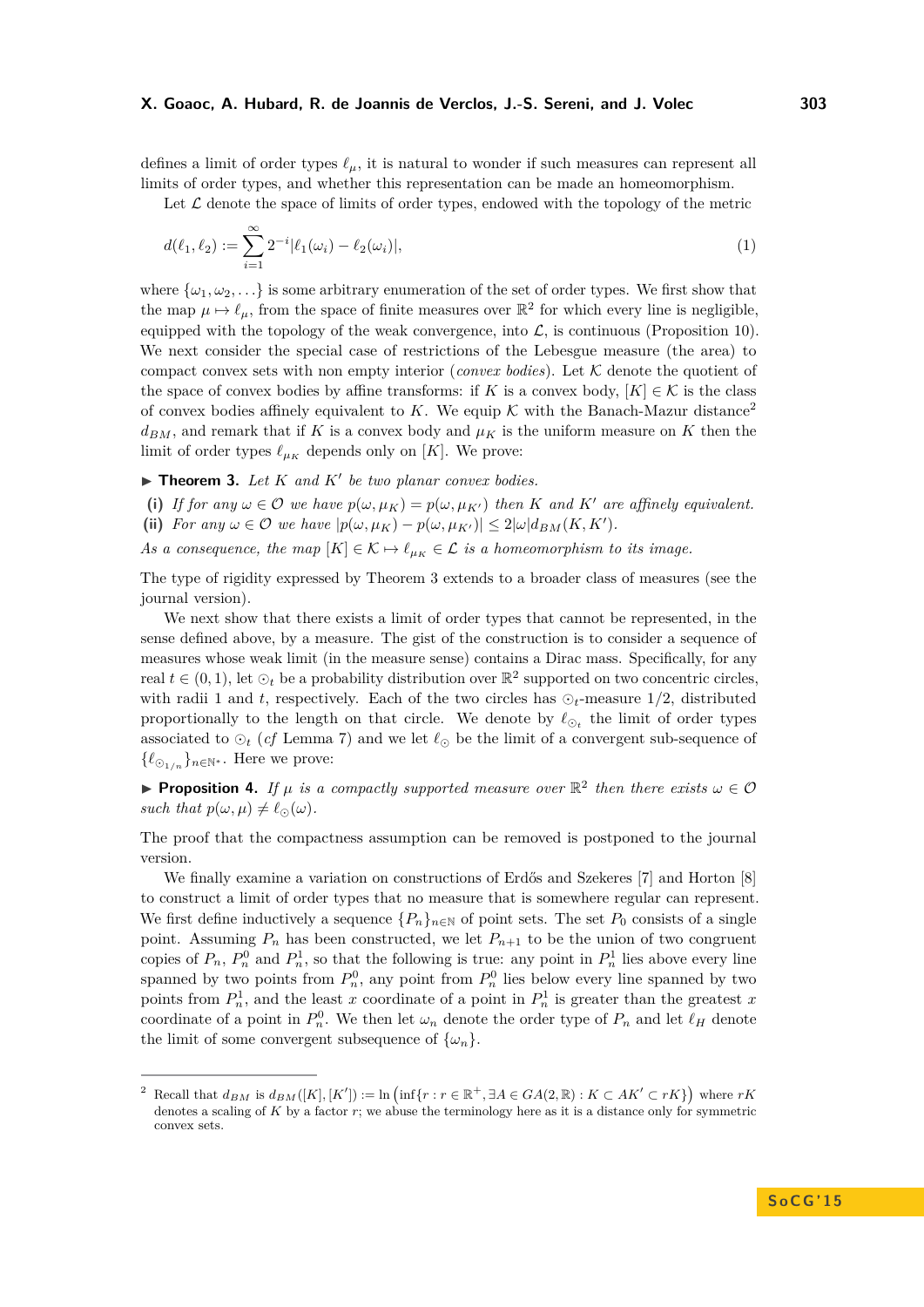defines a limit of order types $\ell_\mu$, it is natural to wonder if such measures can represent all limits of order types, and whether this representation can be made an homeomorphism.

Let $\mathcal{L}$ denote the space of limits of order types, endowed with the topology of the metric

$$d(\ell_1, \ell_2) := \sum_{i=1}^{\infty} 2^{-i} |\ell_1(\omega_i) - \ell_2(\omega_i)|, \tag{1}$$

where $\{\omega_1, \omega_2, \ldots\}$ is some arbitrary enumeration of the set of order types. We first show that the map $\mu \mapsto \ell_\mu$, from the space of finite measures over $\mathbb{R}^2$ for which every line is negligible, equipped with the topology of the weak convergence, into $\mathcal{L}$, is continuous (Proposition 10). We next consider the special case of restrictions of the Lebesgue measure (the area) to compact convex sets with non empty interior (*convex bodies*). Let $\mathcal{K}$ denote the quotient of the space of convex bodies by affine transforms: if $K$ is a convex body, $[K] \in \mathcal{K}$ is the class of convex bodies affinely equivalent to $K$. We equip $\mathcal{K}$ with the Banach-Mazur distance[2] $d_{BM}$, and remark that if $K$ is a convex body and $\mu_K$ is the uniform measure on $K$ then the limit of order types $\ell_{\mu_K}$ depends only on $[K]$. We prove:

▶ **Theorem 3.** *Let $K$ and $K'$ be two planar convex bodies.*

**(i)** *If for any $\omega \in \mathcal{O}$ we have $p(\omega, \mu_K) = p(\omega, \mu_{K'})$ then $K$ and $K'$ are affinely equivalent.*
**(ii)** *For any $\omega \in \mathcal{O}$ we have $|p(\omega, \mu_K) - p(\omega, \mu_{K'})| \leq 2|\omega| d_{BM}(K, K')$.*

*As a consequence, the map $[K] \in \mathcal{K} \mapsto \ell_{\mu_K} \in \mathcal{L}$ is a homeomorphism to its image.*

The type of rigidity expressed by Theorem 3 extends to a broader class of measures (see the journal version).

We next show that there exists a limit of order types that cannot be represented, in the sense defined above, by a measure. The gist of the construction is to consider a sequence of measures whose weak limit (in the measure sense) contains a Dirac mass. Specifically, for any real $t \in (0, 1)$, let $\odot_t$ be a probability distribution over $\mathbb{R}^2$ supported on two concentric circles, with radii 1 and $t$, respectively. Each of the two circles has $\odot_t$-measure 1/2, distributed proportionally to the length on that circle. We denote by $\ell_{\odot_t}$ the limit of order types associated to $\odot_t$ (*cf* Lemma 7) and we let $\ell_\odot$ be the limit of a convergent sub-sequence of $\{\ell_{\odot_{1/n}}\}_{n \in \mathbb{N}^*}$. Here we prove:

▶ **Proposition 4.** *If $\mu$ is a compactly supported measure over $\mathbb{R}^2$ then there exists $\omega \in \mathcal{O}$ such that $p(\omega, \mu) \neq \ell_\odot(\omega)$.*

The proof that the compactness assumption can be removed is postponed to the journal version.

We finally examine a variation on constructions of Erdős and Szekeres [7] and Horton [8] to construct a limit of order types that no measure that is somewhere regular can represent. We first define inductively a sequence $\{P_n\}_{n \in \mathbb{N}}$ of point sets. The set $P_0$ consists of a single point. Assuming $P_n$ has been constructed, we let $P_{n+1}$ to be the union of two congruent copies of $P_n$, $P_n^0$ and $P_n^1$, so that the following is true: any point in $P_n^1$ lies above every line spanned by two points from $P_n^0$, any point from $P_n^0$ lies below every line spanned by two points from $P_n^1$, and the least $x$ coordinate of a point in $P_n^1$ is greater than the greatest $x$ coordinate of a point in $P_n^0$. We then let $\omega_n$ denote the order type of $P_n$ and let $\ell_H$ denote the limit of some convergent subsequence of $\{\omega_n\}$.

---

[2] Recall that $d_{BM}$ is $d_{BM}([K], [K']) := \ln \left( \inf\{r : r \in \mathbb{R}^+, \exists A \in GA(2, \mathbb{R}) : K \subset AK' \subset rK\} \right)$ where $rK$ denotes a scaling of $K$ by a factor $r$; we abuse the terminology here as it is a distance only for symmetric convex sets.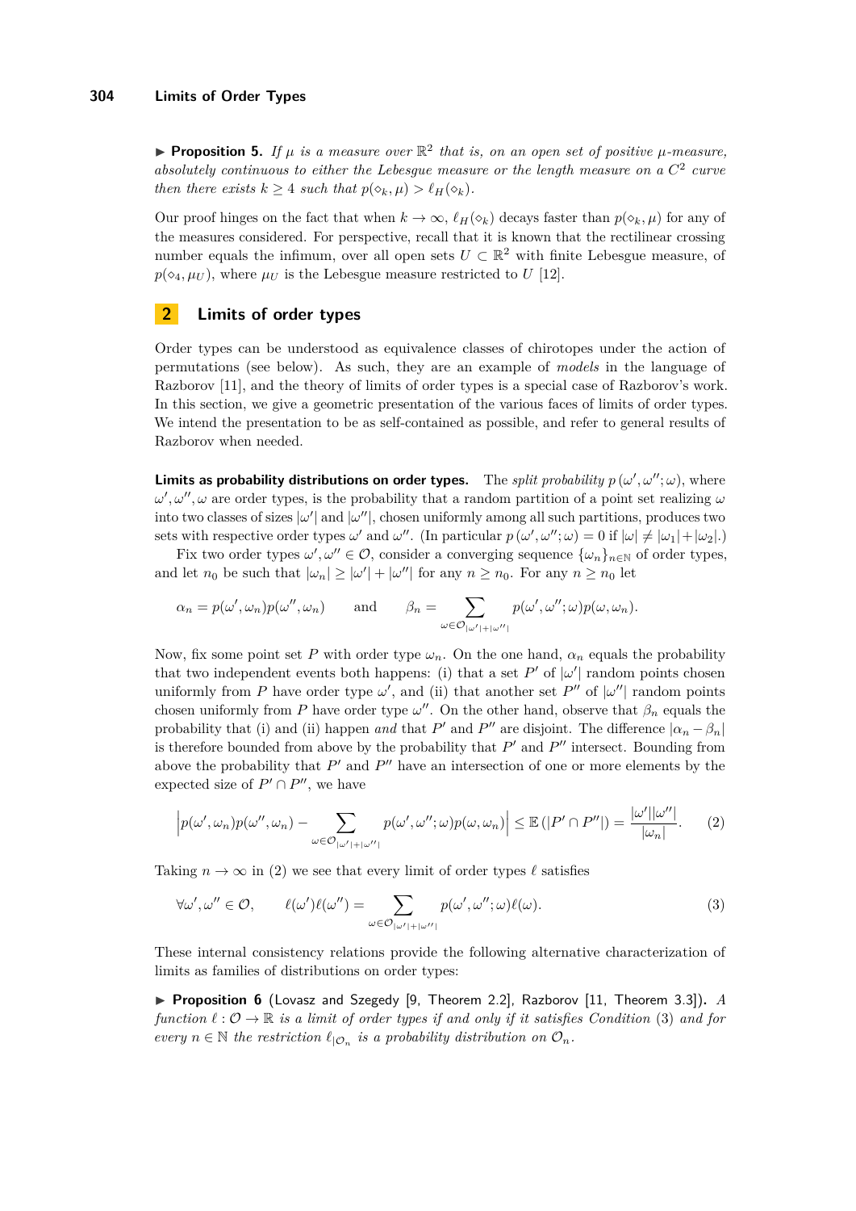▶ **Proposition 5.** *If $\mu$ is a measure over $\mathbb{R}^2$ that is, on an open set of positive $\mu$-measure, absolutely continuous to either the Lebesgue measure or the length measure on a $C^2$ curve then there exists $k \geq 4$ such that $p(\diamond_k, \mu) > \ell_H(\diamond_k)$.*

Our proof hinges on the fact that when $k \to \infty$, $\ell_H(\diamond_k)$ decays faster than $p(\diamond_k, \mu)$ for any of the measures considered. For perspective, recall that it is known that the rectilinear crossing number equals the infimum, over all open sets $U \subset \mathbb{R}^2$ with finite Lebesgue measure, of $p(\diamond_4, \mu_U)$, where $\mu_U$ is the Lebesgue measure restricted to $U$ [12].

## 2 Limits of order types

Order types can be understood as equivalence classes of chirotopes under the action of permutations (see below). As such, they are an example of *models* in the language of Razborov [11], and the theory of limits of order types is a special case of Razborov's work. In this section, we give a geometric presentation of the various faces of limits of order types. We intend the presentation to be as self-contained as possible, and refer to general results of Razborov when needed.

**Limits as probability distributions on order types.** The *split probability* $p(\omega', \omega''; \omega)$, where $\omega', \omega'', \omega$ are order types, is the probability that a random partition of a point set realizing $\omega$ into two classes of sizes $|\omega'|$ and $|\omega''|$, chosen uniformly among all such partitions, produces two sets with respective order types $\omega'$ and $\omega''$. (In particular $p(\omega', \omega''; \omega) = 0$ if $|\omega| \neq |\omega_1| + |\omega_2|$.)

Fix two order types $\omega', \omega'' \in \mathcal{O}$, consider a converging sequence $\{\omega_n\}_{n\in\mathbb{N}}$ of order types, and let $n_0$ be such that $|\omega_n| \geq |\omega'| + |\omega''|$ for any $n \geq n_0$. For any $n \geq n_0$ let

$$\alpha_n = p(\omega', \omega_n)p(\omega'', \omega_n) \qquad \text{and} \qquad \beta_n = \sum_{\omega \in \mathcal{O}_{|\omega'|+|\omega''|}} p(\omega', \omega''; \omega)p(\omega, \omega_n).$$

Now, fix some point set $P$ with order type $\omega_n$. On the one hand, $\alpha_n$ equals the probability that two independent events both happens: (i) that a set $P'$ of $|\omega'|$ random points chosen uniformly from $P$ have order type $\omega'$, and (ii) that another set $P''$ of $|\omega''|$ random points chosen uniformly from $P$ have order type $\omega''$. On the other hand, observe that $\beta_n$ equals the probability that (i) and (ii) happen *and* that $P'$ and $P''$ are disjoint. The difference $|\alpha_n - \beta_n|$ is therefore bounded from above by the probability that $P'$ and $P''$ intersect. Bounding from above the probability that $P'$ and $P''$ have an intersection of one or more elements by the expected size of $P' \cap P''$, we have

$$\left| p(\omega', \omega_n)p(\omega'', \omega_n) - \sum_{\omega \in \mathcal{O}_{|\omega'|+|\omega''|}} p(\omega', \omega''; \omega)p(\omega, \omega_n) \right| \leq \mathbb{E}\left(|P' \cap P''|\right) = \frac{|\omega'||\omega''|}{|\omega_n|}. \tag{2}$$

Taking $n \to \infty$ in (2) we see that every limit of order types $\ell$ satisfies

$$\forall \omega', \omega'' \in \mathcal{O}, \qquad \ell(\omega')\ell(\omega'') = \sum_{\omega \in \mathcal{O}_{|\omega'|+|\omega''|}} p(\omega', \omega''; \omega)\ell(\omega). \tag{3}$$

These internal consistency relations provide the following alternative characterization of limits as families of distributions on order types:

▶ **Proposition 6** (Lovasz and Szegedy [9, Theorem 2.2], Razborov [11, Theorem 3.3])**.** *A function $\ell : \mathcal{O} \to \mathbb{R}$ is a limit of order types if and only if it satisfies Condition* (3) *and for every $n \in \mathbb{N}$ the restriction $\ell_{|\mathcal{O}_n}$ is a probability distribution on $\mathcal{O}_n$.*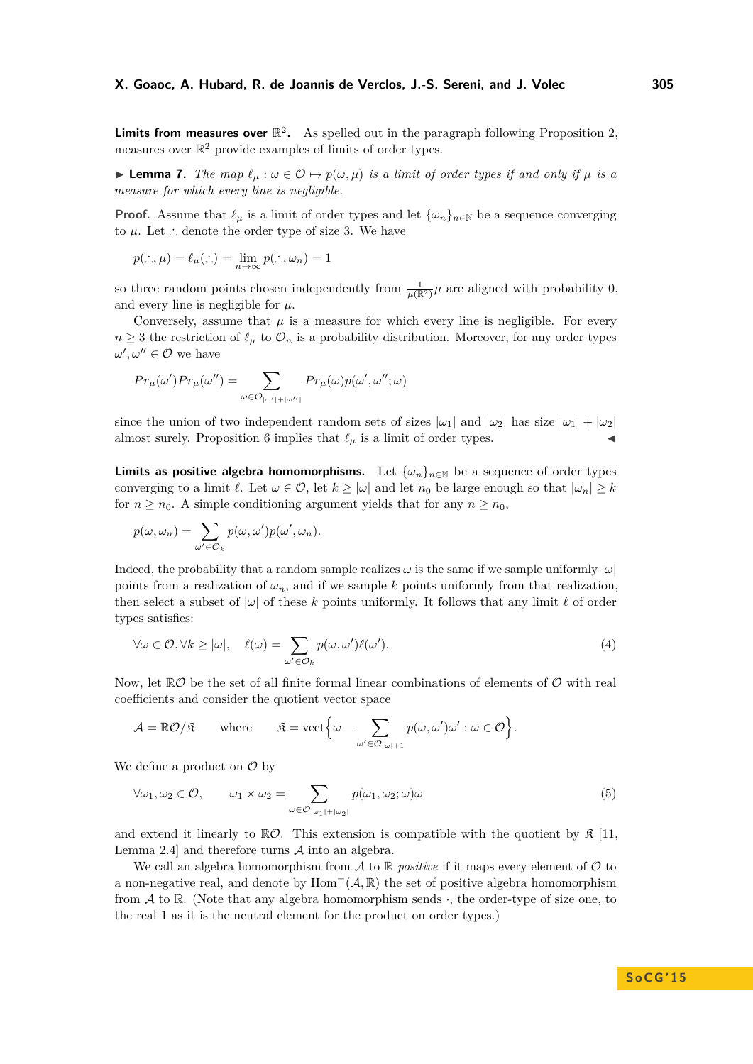**Limits from measures over $\mathbb{R}^2$.** As spelled out in the paragraph following Proposition 2, measures over $\mathbb{R}^2$ provide examples of limits of order types.

▶ **Lemma 7.** *The map $\ell_\mu : \omega \in \mathcal{O} \mapsto p(\omega, \mu)$ is a limit of order types if and only if $\mu$ is a measure for which every line is negligible.*

**Proof.** Assume that $\ell_\mu$ is a limit of order types and let $\{\omega_n\}_{n\in\mathbb{N}}$ be a sequence converging to $\mu$. Let $\therefore$ denote the order type of size 3. We have

$$p(\therefore, \mu) = \ell_\mu(\therefore) = \lim_{n\to\infty} p(\therefore, \omega_n) = 1$$

so three random points chosen independently from $\frac{1}{\mu(\mathbb{R}^2)}\mu$ are aligned with probability 0, and every line is negligible for $\mu$.

Conversely, assume that $\mu$ is a measure for which every line is negligible. For every $n \geq 3$ the restriction of $\ell_\mu$ to $\mathcal{O}_n$ is a probability distribution. Moreover, for any order types $\omega', \omega'' \in \mathcal{O}$ we have

$$Pr_\mu(\omega')Pr_\mu(\omega'') = \sum_{\omega\in\mathcal{O}_{|\omega'|+|\omega''|}} Pr_\mu(\omega)p(\omega', \omega''; \omega)$$

since the union of two independent random sets of sizes $|\omega_1|$ and $|\omega_2|$ has size $|\omega_1| + |\omega_2|$ almost surely. Proposition 6 implies that $\ell_\mu$ is a limit of order types. ◀

**Limits as positive algebra homomorphisms.** Let $\{\omega_n\}_{n\in\mathbb{N}}$ be a sequence of order types converging to a limit $\ell$. Let $\omega \in \mathcal{O}$, let $k \geq |\omega|$ and let $n_0$ be large enough so that $|\omega_n| \geq k$ for $n \geq n_0$. A simple conditioning argument yields that for any $n \geq n_0$,

$$p(\omega, \omega_n) = \sum_{\omega'\in\mathcal{O}_k} p(\omega, \omega')p(\omega', \omega_n).$$

Indeed, the probability that a random sample realizes $\omega$ is the same if we sample uniformly $|\omega|$ points from a realization of $\omega_n$, and if we sample $k$ points uniformly from that realization, then select a subset of $|\omega|$ of these $k$ points uniformly. It follows that any limit $\ell$ of order types satisfies:

$$\forall\omega \in \mathcal{O}, \forall k \geq |\omega|, \quad \ell(\omega) = \sum_{\omega'\in\mathcal{O}_k} p(\omega, \omega')\ell(\omega'). \tag{4}$$

Now, let $\mathbb{R}\mathcal{O}$ be the set of all finite formal linear combinations of elements of $\mathcal{O}$ with real coefficients and consider the quotient vector space

$$\mathcal{A} = \mathbb{R}\mathcal{O}/\mathfrak{K} \quad \text{where} \quad \mathfrak{K} = \text{vect}\Big\{\omega - \sum_{\omega'\in\mathcal{O}_{|\omega|+1}} p(\omega, \omega')\omega' : \omega \in \mathcal{O}\Big\}.$$

We define a product on $\mathcal{O}$ by

$$\forall\omega_1, \omega_2 \in \mathcal{O}, \qquad \omega_1 \times \omega_2 = \sum_{\omega\in\mathcal{O}_{|\omega_1|+|\omega_2|}} p(\omega_1, \omega_2; \omega)\omega \tag{5}$$

and extend it linearly to $\mathbb{R}\mathcal{O}$. This extension is compatible with the quotient by $\mathfrak{K}$ [11, Lemma 2.4] and therefore turns $\mathcal{A}$ into an algebra.

We call an algebra homomorphism from $\mathcal{A}$ to $\mathbb{R}$ *positive* if it maps every element of $\mathcal{O}$ to a non-negative real, and denote by $\text{Hom}^+(\mathcal{A}, \mathbb{R})$ the set of positive algebra homomorphism from $\mathcal{A}$ to $\mathbb{R}$. (Note that any algebra homomorphism sends $\cdot$, the order-type of size one, to the real 1 as it is the neutral element for the product on order types.)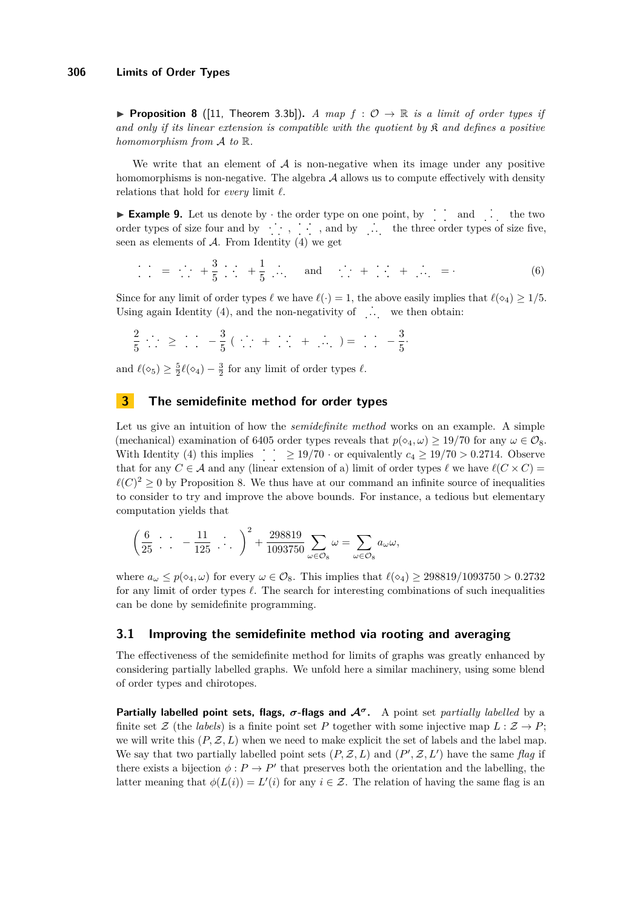▶ **Proposition 8** ([11, Theorem 3.3b]). *A map $f : \mathcal{O} \to \mathbb{R}$ is a limit of order types if and only if its linear extension is compatible with the quotient by $\mathfrak{K}$ and defines a positive homomorphism from $\mathcal{A}$ to $\mathbb{R}$.*

We write that an element of $\mathcal{A}$ is non-negative when its image under any positive homomorphisms is non-negative. The algebra $\mathcal{A}$ allows us to compute effectively with density relations that hold for *every* limit $\ell$.

▶ **Example 9.** Let us denote by $\cdot$ the order type on one point, by $\diamond_4$ and $\triangle_4$ the two order types of size four and by $\diamond_5$, $\square_5$, and by $\triangle_5$ the three order types of size five, seen as elements of $\mathcal{A}$. From Identity (4) we get

$$\diamond_4 = \diamond_5 + \frac{3}{5}\square_5 + \frac{1}{5}\triangle_5 \quad \text{and} \quad \diamond_5 + \square_5 + \triangle_5 = \cdot \tag{6}$$

Since for any limit of order types $\ell$ we have $\ell(\cdot) = 1$, the above easily implies that $\ell(\diamond_4) \geq 1/5$. Using again Identity (4), and the non-negativity of $\triangle_5$ we then obtain:

$$\frac{2}{5}\diamond_5 \geq \diamond_4 - \frac{3}{5}(\diamond_5 + \square_5 + \triangle_5) = \diamond_4 - \frac{3}{5}\cdot$$

and $\ell(\diamond_5) \geq \frac{5}{2}\ell(\diamond_4) - \frac{3}{2}$ for any limit of order types $\ell$.

## 3 The semidefinite method for order types

Let us give an intuition of how the *semidefinite method* works on an example. A simple (mechanical) examination of 6405 order types reveals that $p(\diamond_4, \omega) \geq 19/70$ for any $\omega \in \mathcal{O}_8$. With Identity (4) this implies $\diamond_4 \geq 19/70 \cdot$ or equivalently $c_4 \geq 19/70 > 0.2714$. Observe that for any $C \in \mathcal{A}$ and any (linear extension of a) limit of order types $\ell$ we have $\ell(C \times C) = \ell(C)^2 \geq 0$ by Proposition 8. We thus have at our command an infinite source of inequalities to consider to try and improve the above bounds. For instance, a tedious but elementary computation yields that

$$\left(\frac{6}{25}\diamond_4 - \frac{11}{125}\triangle_4\right)^2 + \frac{298819}{1093750}\sum_{\omega \in \mathcal{O}_8}\omega = \sum_{\omega \in \mathcal{O}_8} a_\omega \omega,$$

where $a_\omega \leq p(\diamond_4, \omega)$ for every $\omega \in \mathcal{O}_8$. This implies that $\ell(\diamond_4) \geq 298819/1093750 > 0.2732$ for any limit of order types $\ell$. The search for interesting combinations of such inequalities can be done by semidefinite programming.

### 3.1 Improving the semidefinite method via rooting and averaging

The effectiveness of the semidefinite method for limits of graphs was greatly enhanced by considering partially labelled graphs. We unfold here a similar machinery, using some blend of order types and chirotopes.

**Partially labelled point sets, flags, $\sigma$-flags and $\mathcal{A}^\sigma$.** A point set *partially labelled* by a finite set $\mathcal{Z}$ (the *labels*) is a finite point set $P$ together with some injective map $L : \mathcal{Z} \to P$; we will write this $(P, \mathcal{Z}, L)$ when we need to make explicit the set of labels and the label map. We say that two partially labelled point sets $(P, \mathcal{Z}, L)$ and $(P', \mathcal{Z}, L')$ have the same *flag* if there exists a bijection $\phi : P \to P'$ that preserves both the orientation and the labelling, the latter meaning that $\phi(L(i)) = L'(i)$ for any $i \in \mathcal{Z}$. The relation of having the same flag is an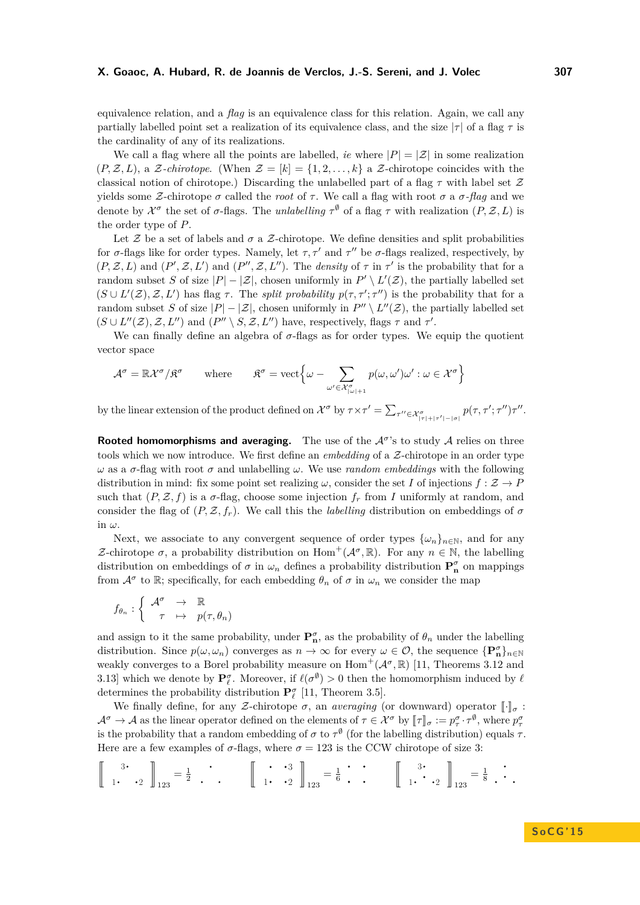equivalence relation, and a *flag* is an equivalence class for this relation. Again, we call any partially labelled point set a realization of its equivalence class, and the size $|\tau|$ of a flag $\tau$ is the cardinality of any of its realizations.

We call a flag where all the points are labelled, *ie* where $|P| = |\mathcal{Z}|$ in some realization $(P, \mathcal{Z}, L)$, a $\mathcal{Z}$-*chirotope*. (When $\mathcal{Z} = [k] = \{1, 2, \ldots, k\}$ a $\mathcal{Z}$-chirotope coincides with the classical notion of chirotope.) Discarding the unlabelled part of a flag $\tau$ with label set $\mathcal{Z}$ yields some $\mathcal{Z}$-chirotope $\sigma$ called the *root* of $\tau$. We call a flag with root $\sigma$ a $\sigma$-*flag* and we denote by $\mathcal{X}^\sigma$ the set of $\sigma$-flags. The *unlabelling* $\tau^\emptyset$ of a flag $\tau$ with realization $(P, \mathcal{Z}, L)$ is the order type of $P$.

Let $\mathcal{Z}$ be a set of labels and $\sigma$ a $\mathcal{Z}$-chirotope. We define densities and split probabilities for $\sigma$-flags like for order types. Namely, let $\tau, \tau'$ and $\tau''$ be $\sigma$-flags realized, respectively, by $(P, \mathcal{Z}, L)$ and $(P', \mathcal{Z}, L')$ and $(P'', \mathcal{Z}, L'')$. The *density* of $\tau$ in $\tau'$ is the probability that for a random subset $S$ of size $|P| - |\mathcal{Z}|$, chosen uniformly in $P' \setminus L'(\mathcal{Z})$, the partially labelled set $(S \cup L'(\mathcal{Z}), \mathcal{Z}, L')$ has flag $\tau$. The *split probability* $p(\tau, \tau'; \tau'')$ is the probability that for a random subset $S$ of size $|P| - |\mathcal{Z}|$, chosen uniformly in $P'' \setminus L''(\mathcal{Z})$, the partially labelled set $(S \cup L''(\mathcal{Z}), \mathcal{Z}, L'')$ and $(P'' \setminus S, \mathcal{Z}, L'')$ have, respectively, flags $\tau$ and $\tau'$.

We can finally define an algebra of $\sigma$-flags as for order types. We equip the quotient vector space

$$\mathcal{A}^\sigma = \mathbb{R}\mathcal{X}^\sigma / \mathfrak{K}^\sigma \qquad \text{where} \qquad \mathfrak{K}^\sigma = \text{vect}\Big\{\omega - \sum_{\omega' \in \mathcal{X}^\sigma_{|\omega|+1}} p(\omega, \omega')\omega' : \omega \in \mathcal{X}^\sigma\Big\}$$

by the linear extension of the product defined on $\mathcal{X}^\sigma$ by $\tau \times \tau' = \sum_{\tau'' \in \mathcal{X}^\sigma_{|\tau|+|\tau'|-|\sigma|}} p(\tau, \tau'; \tau'')\tau''$.

**Rooted homomorphisms and averaging.** The use of the $\mathcal{A}^\sigma$'s to study $\mathcal{A}$ relies on three tools which we now introduce. We first define an *embedding* of a $\mathcal{Z}$-chirotope in an order type $\omega$ as a $\sigma$-flag with root $\sigma$ and unlabelling $\omega$. We use *random embeddings* with the following distribution in mind: fix some point set realizing $\omega$, consider the set $I$ of injections $f : \mathcal{Z} \to P$ such that $(P, \mathcal{Z}, f)$ is a $\sigma$-flag, choose some injection $f_r$ from $I$ uniformly at random, and consider the flag of $(P, \mathcal{Z}, f_r)$. We call this the *labelling* distribution on embeddings of $\sigma$ in $\omega$.

Next, we associate to any convergent sequence of order types $\{\omega_n\}_{n\in\mathbb{N}}$, and for any $\mathcal{Z}$-chirotope $\sigma$, a probability distribution on $\text{Hom}^+(\mathcal{A}^\sigma, \mathbb{R})$. For any $n \in \mathbb{N}$, the labelling distribution on embeddings of $\sigma$ in $\omega_n$ defines a probability distribution $\mathbf{P}^\sigma_\mathbf{n}$ on mappings from $\mathcal{A}^\sigma$ to $\mathbb{R}$; specifically, for each embedding $\theta_n$ of $\sigma$ in $\omega_n$ we consider the map

$$f_{\theta_n} : \begin{cases} \mathcal{A}^\sigma & \to \quad \mathbb{R} \\ \quad \tau & \mapsto \quad p(\tau, \theta_n) \end{cases}$$

and assign to it the same probability, under $\mathbf{P}^\sigma_\mathbf{n}$, as the probability of $\theta_n$ under the labelling distribution. Since $p(\omega, \omega_n)$ converges as $n \to \infty$ for every $\omega \in \mathcal{O}$, the sequence $\{\mathbf{P}^\sigma_\mathbf{n}\}_{n\in\mathbb{N}}$ weakly converges to a Borel probability measure on $\text{Hom}^+(\mathcal{A}^\sigma, \mathbb{R})$ [11, Theorems 3.12 and 3.13] which we denote by $\mathbf{P}^\sigma_\ell$. Moreover, if $\ell(\sigma^\emptyset) > 0$ then the homomorphism induced by $\ell$ determines the probability distribution $\mathbf{P}^\sigma_\ell$ [11, Theorem 3.5].

We finally define, for any $\mathcal{Z}$-chirotope $\sigma$, an *averaging* (or downward) operator $[\![\cdot]\!]_\sigma : \mathcal{A}^\sigma \to \mathcal{A}$ as the linear operator defined on the elements of $\tau \in \mathcal{X}^\sigma$ by $[\![\tau]\!]_\sigma := p^\sigma_\tau \cdot \tau^\emptyset$, where $p^\sigma_\tau$ is the probability that a random embedding of $\sigma$ to $\tau^\emptyset$ (for the labelling distribution) equals $\tau$. Here are a few examples of $\sigma$-flags, where $\sigma = 123$ is the CCW chirotope of size 3:

$$\left[\!\!\left[ \begin{smallmatrix} & 3\cdot & \\ 1\cdot & & \cdot 2 \end{smallmatrix} \right]\!\!\right]_{123} = \tfrac{1}{2} \begin{smallmatrix} & \cdot & \\ \cdot & & \cdot \end{smallmatrix} \qquad \left[\!\!\left[ \begin{smallmatrix} \cdot & \cdot 3 \\ 1\cdot & \cdot 2 \end{smallmatrix} \right]\!\!\right]_{123} = \tfrac{1}{6} \begin{smallmatrix} \cdot & \cdot \\ \cdot & \cdot \end{smallmatrix} \qquad \left[\!\!\left[ \begin{smallmatrix} 3\cdot & & \\ & \cdot & \\ 1\cdot & & \cdot 2 \end{smallmatrix} \right]\!\!\right]_{123} = \tfrac{1}{8} \begin{smallmatrix} & \cdot & \\ & \cdot & \\ \cdot & & \cdot \end{smallmatrix}$$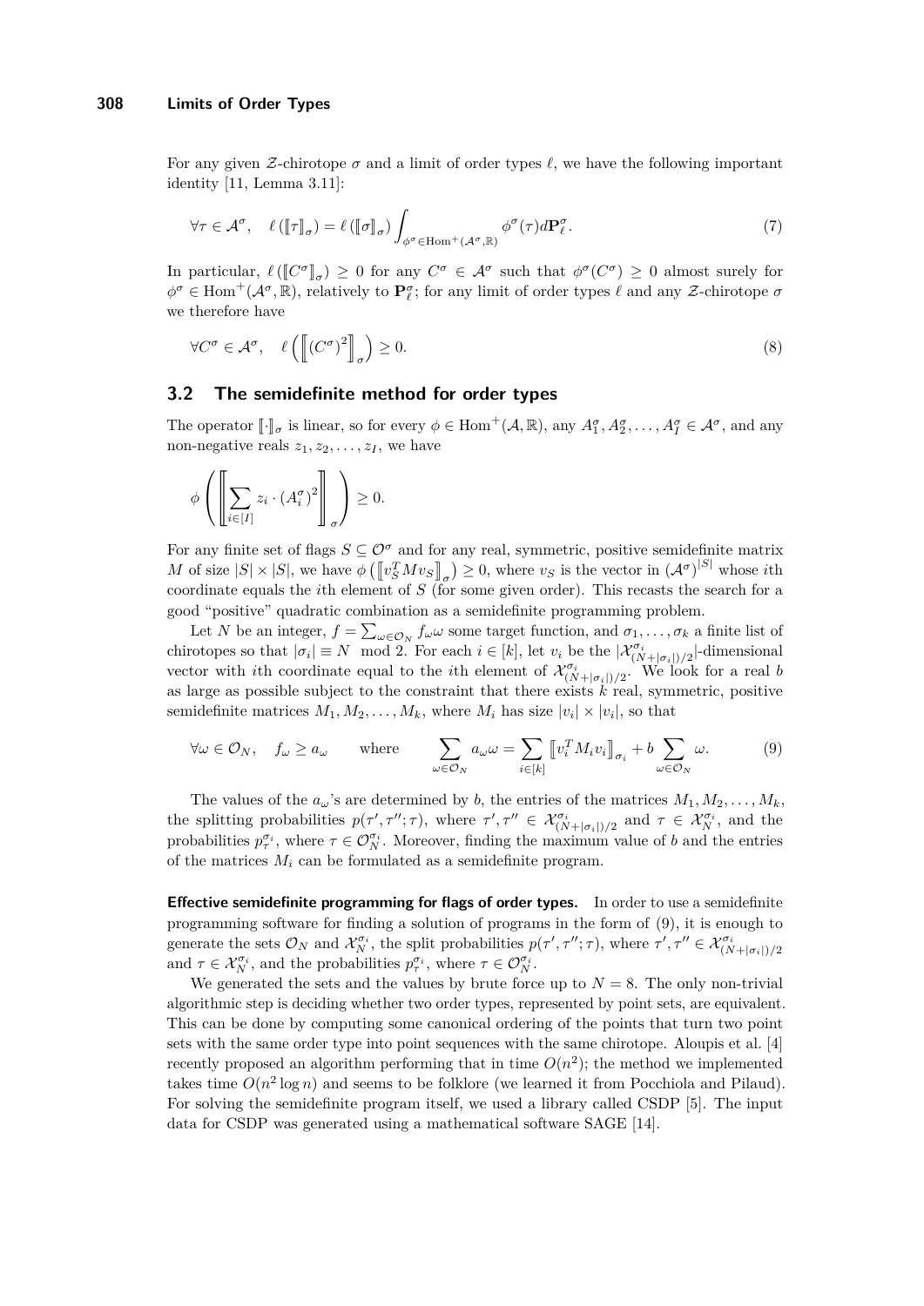For any given $\mathcal{Z}$-chirotope $\sigma$ and a limit of order types $\ell$, we have the following important identity [11, Lemma 3.11]:

$$\forall \tau \in \mathcal{A}^\sigma, \quad \ell\left(\llbracket \tau \rrbracket_\sigma\right) = \ell\left(\llbracket \sigma \rrbracket_\sigma\right) \int_{\phi^\sigma \in \mathrm{Hom}^+(\mathcal{A}^\sigma, \mathbb{R})} \phi^\sigma(\tau) d\mathbf{P}_\ell^\sigma. \tag{7}$$

In particular, $\ell\left(\llbracket C^\sigma \rrbracket_\sigma\right) \geq 0$ for any $C^\sigma \in \mathcal{A}^\sigma$ such that $\phi^\sigma(C^\sigma) \geq 0$ almost surely for $\phi^\sigma \in \mathrm{Hom}^+(\mathcal{A}^\sigma, \mathbb{R})$, relatively to $\mathbf{P}_\ell^\sigma$; for any limit of order types $\ell$ and any $\mathcal{Z}$-chirotope $\sigma$ we therefore have

$$\forall C^\sigma \in \mathcal{A}^\sigma, \quad \ell\left(\left\llbracket \left(C^\sigma\right)^2 \right\rrbracket_\sigma\right) \geq 0. \tag{8}$$

## 3.2 The semidefinite method for order types

The operator $\llbracket \cdot \rrbracket_\sigma$ is linear, so for every $\phi \in \mathrm{Hom}^+(\mathcal{A}, \mathbb{R})$, any $A_1^\sigma, A_2^\sigma, \ldots, A_I^\sigma \in \mathcal{A}^\sigma$, and any non-negative reals $z_1, z_2, \ldots, z_I$, we have

$$\phi\left(\left\llbracket \sum_{i \in [I]} z_i \cdot \left(A_i^\sigma\right)^2 \right\rrbracket_\sigma\right) \geq 0.$$

For any finite set of flags $S \subseteq \mathcal{O}^\sigma$ and for any real, symmetric, positive semidefinite matrix $M$ of size $|S| \times |S|$, we have $\phi\left(\llbracket v_S^T M v_S \rrbracket_\sigma\right) \geq 0$, where $v_S$ is the vector in $\left(\mathcal{A}^\sigma\right)^{|S|}$ whose $i$th coordinate equals the $i$th element of $S$ (for some given order). This recasts the search for a good "positive" quadratic combination as a semidefinite programming problem.

Let $N$ be an integer, $f = \sum_{\omega \in \mathcal{O}_N} f_\omega \omega$ some target function, and $\sigma_1, \ldots, \sigma_k$ a finite list of chirotopes so that $|\sigma_i| \equiv N \mod 2$. For each $i \in [k]$, let $v_i$ be the $|\mathcal{X}^{\sigma_i}_{(N+|\sigma_i|)/2}|$-dimensional vector with $i$th coordinate equal to the $i$th element of $\mathcal{X}^{\sigma_i}_{(N+|\sigma_i|)/2}$. We look for a real $b$ as large as possible subject to the constraint that there exists $k$ real, symmetric, positive semidefinite matrices $M_1, M_2, \ldots, M_k$, where $M_i$ has size $|v_i| \times |v_i|$, so that

$$\forall \omega \in \mathcal{O}_N, \quad f_\omega \geq a_\omega \qquad \text{where} \qquad \sum_{\omega \in \mathcal{O}_N} a_\omega \omega = \sum_{i \in [k]} \llbracket v_i^T M_i v_i \rrbracket_{\sigma_i} + b \sum_{\omega \in \mathcal{O}_N} \omega. \tag{9}$$

The values of the $a_\omega$'s are determined by $b$, the entries of the matrices $M_1, M_2, \ldots, M_k$, the splitting probabilities $p(\tau', \tau''; \tau)$, where $\tau', \tau'' \in \mathcal{X}^{\sigma_i}_{(N+|\sigma_i|)/2}$ and $\tau \in \mathcal{X}^{\sigma_i}_N$, and the probabilities $p^{\sigma_i}_\tau$, where $\tau \in \mathcal{O}^{\sigma_i}_N$. Moreover, finding the maximum value of $b$ and the entries of the matrices $M_i$ can be formulated as a semidefinite program.

**Effective semidefinite programming for flags of order types.** In order to use a semidefinite programming software for finding a solution of programs in the form of (9), it is enough to generate the sets $\mathcal{O}_N$ and $\mathcal{X}^{\sigma_i}_N$, the split probabilities $p(\tau', \tau''; \tau)$, where $\tau', \tau'' \in \mathcal{X}^{\sigma_i}_{(N+|\sigma_i|)/2}$ and $\tau \in \mathcal{X}^{\sigma_i}_N$, and the probabilities $p^{\sigma_i}_\tau$, where $\tau \in \mathcal{O}^{\sigma_i}_N$.

We generated the sets and the values by brute force up to $N = 8$. The only non-trivial algorithmic step is deciding whether two order types, represented by point sets, are equivalent. This can be done by computing some canonical ordering of the points that turn two point sets with the same order type into point sequences with the same chirotope. Aloupis et al. [4] recently proposed an algorithm performing that in time $O(n^2)$; the method we implemented takes time $O(n^2 \log n)$ and seems to be folklore (we learned it from Pocchiola and Pilaud). For solving the semidefinite program itself, we used a library called CSDP [5]. The input data for CSDP was generated using a mathematical software SAGE [14].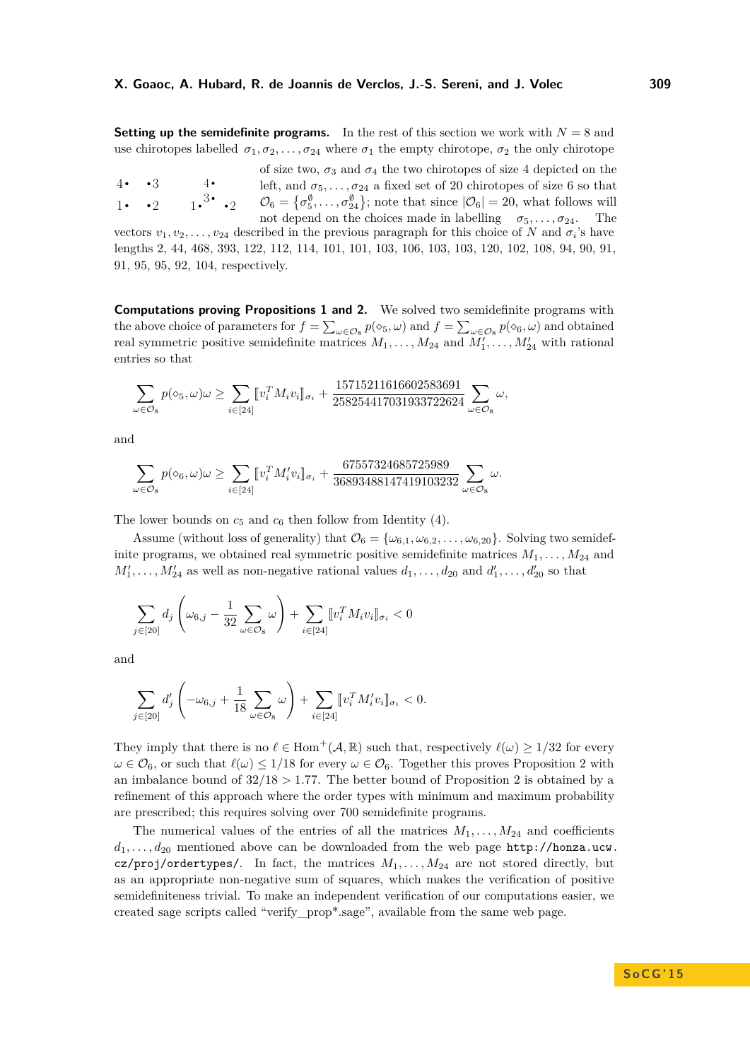**Setting up the semidefinite programs.** In the rest of this section we work with $N = 8$ and use chirotopes labelled $\sigma_1, \sigma_2, \ldots, \sigma_{24}$ where $\sigma_1$ the empty chirotope, $\sigma_2$ the only chirotope of size two, $\sigma_3$ and $\sigma_4$ the two chirotopes of size 4 depicted on the left, and $\sigma_5, \ldots, \sigma_{24}$ a fixed set of 20 chirotopes of size 6 so that $\mathcal{O}_6 = \{\sigma_5^\emptyset, \ldots, \sigma_{24}^\emptyset\}$; note that since $|\mathcal{O}_6| = 20$, what follows will not depend on the choices made in labelling $\sigma_5, \ldots, \sigma_{24}$. The vectors $v_1, v_2, \ldots, v_{24}$ described in the previous paragraph for this choice of $N$ and $\sigma_i$'s have lengths 2, 44, 468, 393, 122, 112, 114, 101, 101, 103, 106, 103, 103, 120, 102, 108, 94, 90, 91, 91, 95, 95, 92, 104, respectively.

**Computations proving Propositions 1 and 2.** We solved two semidefinite programs with the above choice of parameters for $f = \sum_{\omega \in \mathcal{O}_8} p(\diamond_5, \omega)$ and $f = \sum_{\omega \in \mathcal{O}_8} p(\diamond_6, \omega)$ and obtained real symmetric positive semidefinite matrices $M_1, \ldots, M_{24}$ and $M_1', \ldots, M_{24}'$ with rational entries so that

$$\sum_{\omega \in \mathcal{O}_8} p(\diamond_5, \omega)\omega \geq \sum_{i \in [24]} [\![ v_i^T M_i v_i ]\!]_{\sigma_i} + \frac{15715211616602583691}{258254417031933722624} \sum_{\omega \in \mathcal{O}_8} \omega,$$

and

$$\sum_{\omega \in \mathcal{O}_8} p(\diamond_6, \omega)\omega \geq \sum_{i \in [24]} [\![ v_i^T M_i' v_i ]\!]_{\sigma_i} + \frac{67557324685725989}{36893488147419103232} \sum_{\omega \in \mathcal{O}_8} \omega.$$

The lower bounds on $c_5$ and $c_6$ then follow from Identity (4).

Assume (without loss of generality) that $\mathcal{O}_6 = \{\omega_{6,1}, \omega_{6,2}, \ldots, \omega_{6,20}\}$. Solving two semidefinite programs, we obtained real symmetric positive semidefinite matrices $M_1, \ldots, M_{24}$ and $M_1', \ldots, M_{24}'$ as well as non-negative rational values $d_1, \ldots, d_{20}$ and $d_1', \ldots, d_{20}'$ so that

$$\sum_{j \in [20]} d_j \left( \omega_{6,j} - \frac{1}{32} \sum_{\omega \in \mathcal{O}_8} \omega \right) + \sum_{i \in [24]} [\![ v_i^T M_i v_i ]\!]_{\sigma_i} < 0$$

and

$$\sum_{j \in [20]} d_j' \left( -\omega_{6,j} + \frac{1}{18} \sum_{\omega \in \mathcal{O}_8} \omega \right) + \sum_{i \in [24]} [\![ v_i^T M_i' v_i ]\!]_{\sigma_i} < 0.$$

They imply that there is no $\ell \in \mathrm{Hom}^+(\mathcal{A}, \mathbb{R})$ such that, respectively $\ell(\omega) \geq 1/32$ for every $\omega \in \mathcal{O}_6$, or such that $\ell(\omega) \leq 1/18$ for every $\omega \in \mathcal{O}_6$. Together this proves Proposition 2 with an imbalance bound of $32/18 > 1.77$. The better bound of Proposition 2 is obtained by a refinement of this approach where the order types with minimum and maximum probability are prescribed; this requires solving over 700 semidefinite programs.

The numerical values of the entries of all the matrices $M_1, \ldots, M_{24}$ and coefficients $d_1, \ldots, d_{20}$ mentioned above can be downloaded from the web page `http://honza.ucw.cz/proj/ordertypes/`. In fact, the matrices $M_1, \ldots, M_{24}$ are not stored directly, but as an appropriate non-negative sum of squares, which makes the verification of positive semidefiniteness trivial. To make an independent verification of our computations easier, we created sage scripts called "verify_prop*.sage", available from the same web page.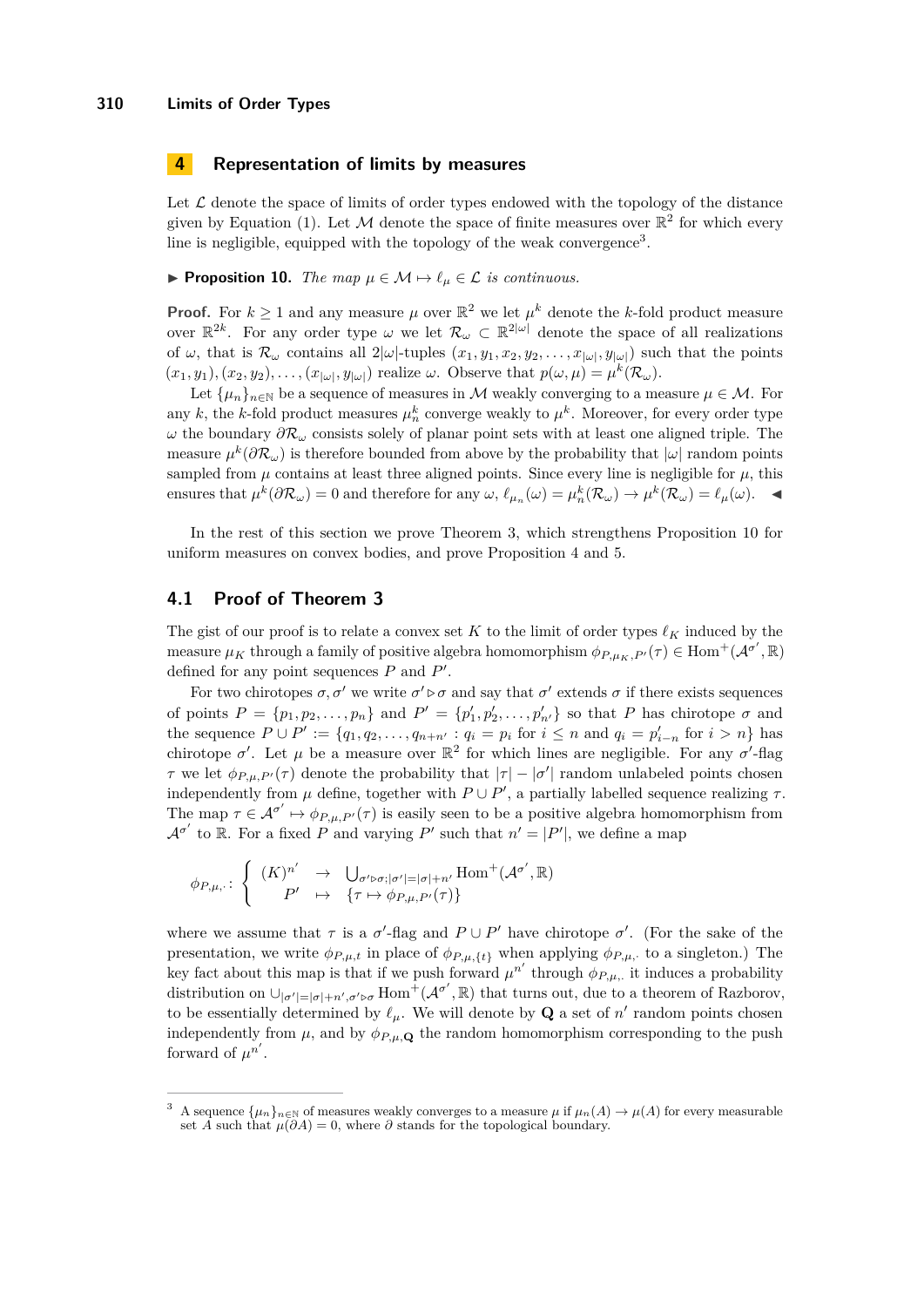## 4 Representation of limits by measures

Let $\mathcal{L}$ denote the space of limits of order types endowed with the topology of the distance given by Equation (1). Let $\mathcal{M}$ denote the space of finite measures over $\mathbb{R}^2$ for which every line is negligible, equipped with the topology of the weak convergence[3].

▶ **Proposition 10.** *The map $\mu \in \mathcal{M} \mapsto \ell_\mu \in \mathcal{L}$ is continuous.*

**Proof.** For $k \geq 1$ and any measure $\mu$ over $\mathbb{R}^2$ we let $\mu^k$ denote the $k$-fold product measure over $\mathbb{R}^{2k}$. For any order type $\omega$ we let $\mathcal{R}_\omega \subset \mathbb{R}^{2|\omega|}$ denote the space of all realizations of $\omega$, that is $\mathcal{R}_\omega$ contains all $2|\omega|$-tuples $(x_1, y_1, x_2, y_2, \ldots, x_{|\omega|}, y_{|\omega|})$ such that the points $(x_1, y_1), (x_2, y_2), \ldots, (x_{|\omega|}, y_{|\omega|})$ realize $\omega$. Observe that $p(\omega, \mu) = \mu^k(\mathcal{R}_\omega)$.

Let $\{\mu_n\}_{n\in\mathbb{N}}$ be a sequence of measures in $\mathcal{M}$ weakly converging to a measure $\mu \in \mathcal{M}$. For any $k$, the $k$-fold product measures $\mu_n^k$ converge weakly to $\mu^k$. Moreover, for every order type $\omega$ the boundary $\partial\mathcal{R}_\omega$ consists solely of planar point sets with at least one aligned triple. The measure $\mu^k(\partial\mathcal{R}_\omega)$ is therefore bounded from above by the probability that $|\omega|$ random points sampled from $\mu$ contains at least three aligned points. Since every line is negligible for $\mu$, this ensures that $\mu^k(\partial\mathcal{R}_\omega) = 0$ and therefore for any $\omega$, $\ell_{\mu_n}(\omega) = \mu_n^k(\mathcal{R}_\omega) \to \mu^k(\mathcal{R}_\omega) = \ell_\mu(\omega)$. ◀

In the rest of this section we prove Theorem 3, which strengthens Proposition 10 for uniform measures on convex bodies, and prove Proposition 4 and 5.

### 4.1 Proof of Theorem 3

The gist of our proof is to relate a convex set $K$ to the limit of order types $\ell_K$ induced by the measure $\mu_K$ through a family of positive algebra homomorphism $\phi_{P,\mu_K,P'}(\tau) \in \mathrm{Hom}^+(\mathcal{A}^{\sigma'}, \mathbb{R})$ defined for any point sequences $P$ and $P'$.

For two chirotopes $\sigma, \sigma'$ we write $\sigma' \triangleright \sigma$ and say that $\sigma'$ extends $\sigma$ if there exists sequences of points $P = \{p_1, p_2, \ldots, p_n\}$ and $P' = \{p'_1, p'_2, \ldots, p'_{n'}\}$ so that $P$ has chirotope $\sigma$ and the sequence $P \cup P' := \{q_1, q_2, \ldots, q_{n+n'} : q_i = p_i \text{ for } i \leq n \text{ and } q_i = p'_{i-n} \text{ for } i > n\}$ has chirotope $\sigma'$. Let $\mu$ be a measure over $\mathbb{R}^2$ for which lines are negligible. For any $\sigma'$-flag $\tau$ we let $\phi_{P,\mu,P'}(\tau)$ denote the probability that $|\tau| - |\sigma'|$ random unlabeled points chosen independently from $\mu$ define, together with $P \cup P'$, a partially labelled sequence realizing $\tau$. The map $\tau \in \mathcal{A}^{\sigma'} \mapsto \phi_{P,\mu,P'}(\tau)$ is easily seen to be a positive algebra homomorphism from $\mathcal{A}^{\sigma'}$ to $\mathbb{R}$. For a fixed $P$ and varying $P'$ such that $n' = |P'|$, we define a map

$$\phi_{P,\mu,\cdot} : \left\{ \begin{array}{ccc} (K)^{n'} & \to & \bigcup_{\sigma' \triangleright \sigma; |\sigma'| = |\sigma| + n'} \mathrm{Hom}^+(\mathcal{A}^{\sigma'}, \mathbb{R}) \\ P' & \mapsto & \{\tau \mapsto \phi_{P,\mu,P'}(\tau)\} \end{array} \right.$$

where we assume that $\tau$ is a $\sigma'$-flag and $P \cup P'$ have chirotope $\sigma'$. (For the sake of the presentation, we write $\phi_{P,\mu,t}$ in place of $\phi_{P,\mu,\{t\}}$ when applying $\phi_{P,\mu,\cdot}$ to a singleton.) The key fact about this map is that if we push forward $\mu^{n'}$ through $\phi_{P,\mu,\cdot}$ it induces a probability distribution on $\cup_{|\sigma'|=|\sigma|+n', \sigma' \triangleright \sigma} \mathrm{Hom}^+(\mathcal{A}^{\sigma'}, \mathbb{R})$ that turns out, due to a theorem of Razborov, to be essentially determined by $\ell_\mu$. We will denote by $\mathbf{Q}$ a set of $n'$ random points chosen independently from $\mu$, and by $\phi_{P,\mu,\mathbf{Q}}$ the random homomorphism corresponding to the push forward of $\mu^{n'}$.

---

[3] A sequence $\{\mu_n\}_{n\in\mathbb{N}}$ of measures weakly converges to a measure $\mu$ if $\mu_n(A) \to \mu(A)$ for every measurable set $A$ such that $\mu(\partial A) = 0$, where $\partial$ stands for the topological boundary.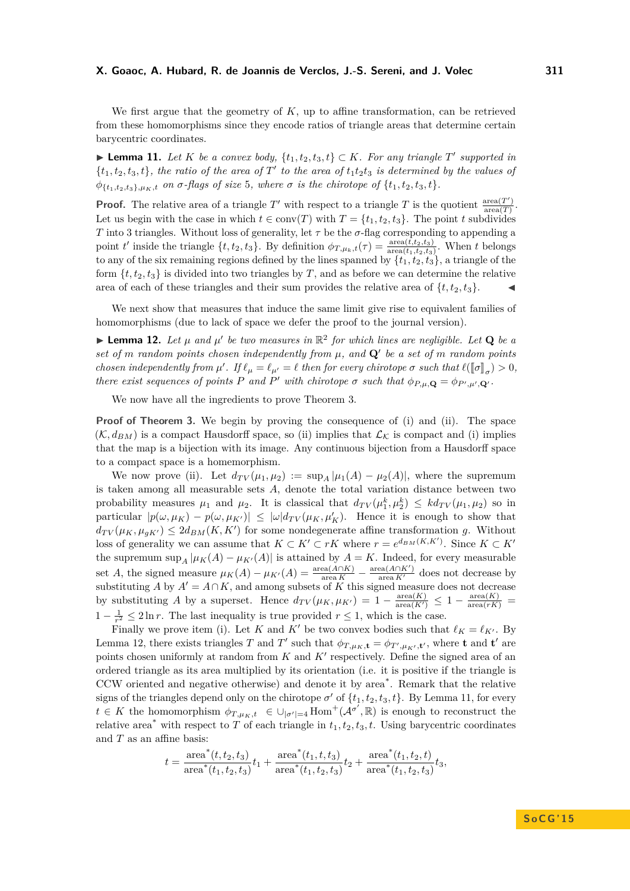We first argue that the geometry of $K$, up to affine transformation, can be retrieved from these homomorphisms since they encode ratios of triangle areas that determine certain barycentric coordinates.

▶ **Lemma 11.** *Let $K$ be a convex body, $\{t_1, t_2, t_3, t\} \subset K$. For any triangle $T'$ supported in $\{t_1, t_2, t_3, t\}$, the ratio of the area of $T'$ to the area of $t_1t_2t_3$ is determined by the values of $\phi_{\{t_1,t_2,t_3\},\mu_K,t}$ on $\sigma$-flags of size 5, where $\sigma$ is the chirotope of $\{t_1, t_2, t_3, t\}$.*

**Proof.** The relative area of a triangle $T'$ with respect to a triangle $T$ is the quotient $\frac{\text{area}(T')}{\text{area}(T)}$. Let us begin with the case in which $t \in \text{conv}(T)$ with $T = \{t_1, t_2, t_3\}$. The point $t$ subdivides $T$ into 3 triangles. Without loss of generality, let $\tau$ be the $\sigma$-flag corresponding to appending a point $t'$ inside the triangle $\{t, t_2, t_3\}$. By definition $\phi_{T,\mu_K,t}(\tau) = \frac{\text{area}(t,t_2,t_3)}{\text{area}(t_1,t_2,t_3)}$. When $t$ belongs to any of the six remaining regions defined by the lines spanned by $\{t_1, t_2, t_3\}$, a triangle of the form $\{t, t_2, t_3\}$ is divided into two triangles by $T$, and as before we can determine the relative area of each of these triangles and their sum provides the relative area of $\{t, t_2, t_3\}$. ◀

We next show that measures that induce the same limit give rise to equivalent families of homomorphisms (due to lack of space we defer the proof to the journal version).

▶ **Lemma 12.** *Let $\mu$ and $\mu'$ be two measures in $\mathbb{R}^2$ for which lines are negligible. Let $\mathbf{Q}$ be a set of $m$ random points chosen independently from $\mu$, and $\mathbf{Q}'$ be a set of $m$ random points chosen independently from $\mu'$. If $\ell_\mu = \ell_{\mu'} = \ell$ then for every chirotope $\sigma$ such that $\ell(\llbracket\sigma\rrbracket_\sigma) > 0$, there exist sequences of points $P$ and $P'$ with chirotope $\sigma$ such that $\phi_{P,\mu,\mathbf{Q}} = \phi_{P',\mu',\mathbf{Q}'}$.*

We now have all the ingredients to prove Theorem 3.

**Proof of Theorem 3.** We begin by proving the consequence of (i) and (ii). The space $(\mathcal{K}, d_{BM})$ is a compact Hausdorff space, so (ii) implies that $\mathcal{L}_\mathcal{K}$ is compact and (i) implies that the map is a bijection with its image. Any continuous bijection from a Hausdorff space to a compact space is a homemorphism.

We now prove (ii). Let $d_{TV}(\mu_1, \mu_2) := \sup_A |\mu_1(A) - \mu_2(A)|$, where the supremum is taken among all measurable sets $A$, denote the total variation distance between two probability measures $\mu_1$ and $\mu_2$. It is classical that $d_{TV}(\mu_1^k, \mu_2^k) \leq k d_{TV}(\mu_1, \mu_2)$ so in particular $|p(\omega, \mu_K) - p(\omega, \mu_{K'})| \leq |\omega| d_{TV}(\mu_K, \mu'_K)$. Hence it is enough to show that $d_{TV}(\mu_K, \mu_{gK'}) \leq 2d_{BM}(K, K')$ for some nondegenerate affine transformation $g$. Without loss of generality we can assume that $K \subset K' \subset rK$ where $r = e^{d_{BM}(K,K')}$. Since $K \subset K'$ the supremum $\sup_A |\mu_K(A) - \mu_{K'}(A)|$ is attained by $A = K$. Indeed, for every measurable set $A$, the signed measure $\mu_K(A) - \mu_{K'}(A) = \frac{\text{area}(A\cap K)}{\text{area}\, K} - \frac{\text{area}(A\cap K')}{\text{area}\, K'}$ does not decrease by substituting $A$ by $A' = A \cap K$, and among subsets of $K$ this signed measure does not decrease by substituting $A$ by a superset. Hence $d_{TV}(\mu_K, \mu_{K'}) = 1 - \frac{\text{area}(K)}{\text{area}(K')} \leq 1 - \frac{\text{area}(K)}{\text{area}(rK)} = 1 - \frac{1}{r^2} \leq 2 \ln r$. The last inequality is true provided $r \leq 1$, which is the case.

Finally we prove item (i). Let $K$ and $K'$ be two convex bodies such that $\ell_K = \ell_{K'}$. By Lemma 12, there exists triangles $T$ and $T'$ such that $\phi_{T,\mu_K,\mathbf{t}} = \phi_{T',\mu_{K'},\mathbf{t}'}$, where $\mathbf{t}$ and $\mathbf{t}'$ are points chosen uniformly at random from $K$ and $K'$ respectively. Define the signed area of an ordered triangle as its area multiplied by its orientation (i.e. it is positive if the triangle is CCW oriented and negative otherwise) and denote it by area$^*$. Remark that the relative signs of the triangles depend only on the chirotope $\sigma'$ of $\{t_1, t_2, t_3, t\}$. By Lemma 11, for every $t \in K$ the homomorphism $\phi_{T,\mu_K,t} \in \cup_{|\sigma'|=4} \text{Hom}^+(\mathcal{A}^{\sigma'}, \mathbb{R})$ is enough to reconstruct the relative area$^*$ with respect to $T$ of each triangle in $t_1, t_2, t_3, t$. Using barycentric coordinates and $T$ as an affine basis:

$$t = \frac{\text{area}^*(t, t_2, t_3)}{\text{area}^*(t_1, t_2, t_3)} t_1 + \frac{\text{area}^*(t_1, t, t_3)}{\text{area}^*(t_1, t_2, t_3)} t_2 + \frac{\text{area}^*(t_1, t_2, t)}{\text{area}^*(t_1, t_2, t_3)} t_3,$$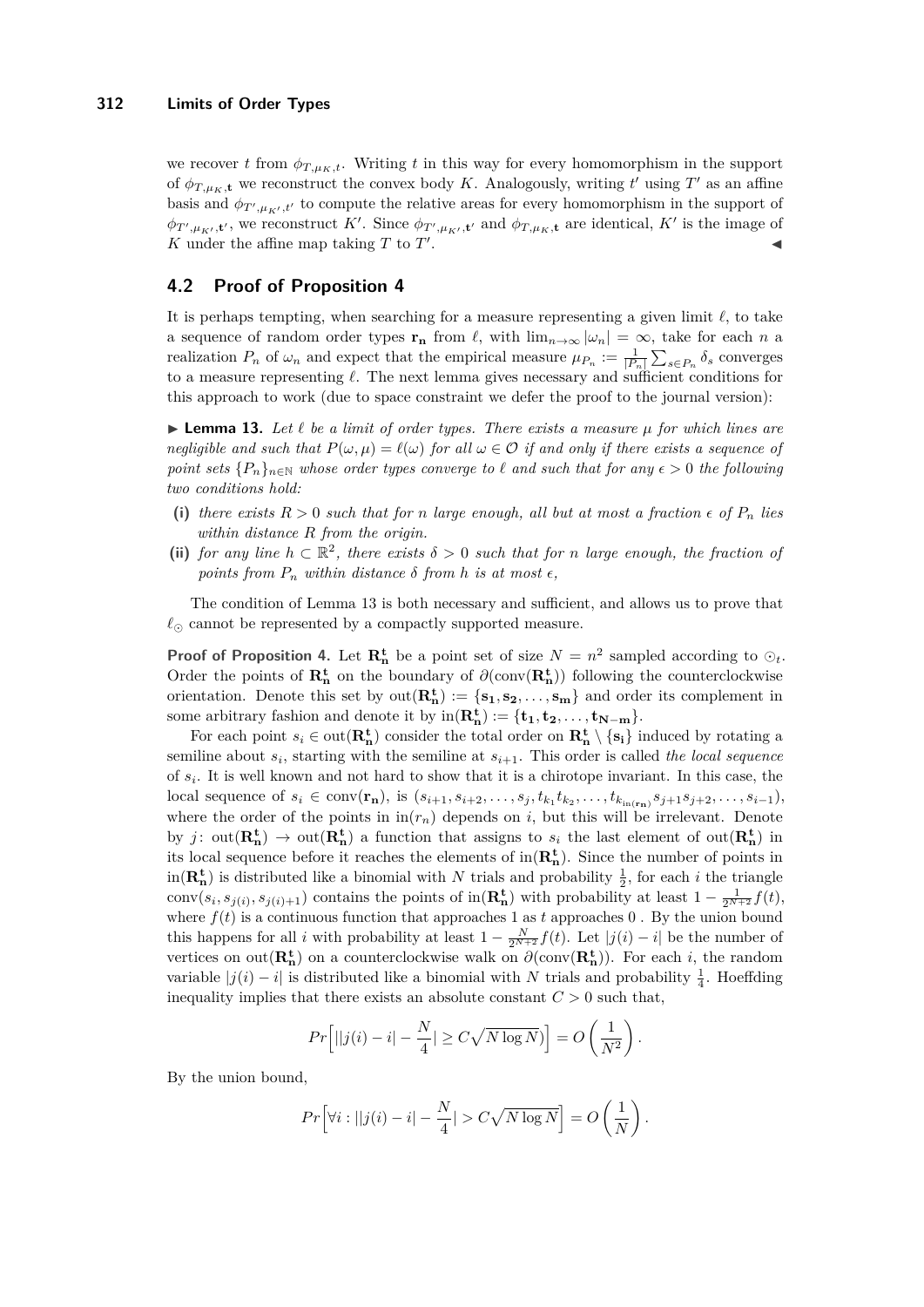we recover $t$ from $\phi_{T,\mu_K,t}$. Writing $t$ in this way for every homomorphism in the support of $\phi_{T,\mu_K,\mathbf{t}}$ we reconstruct the convex body $K$. Analogously, writing $t'$ using $T'$ as an affine basis and $\phi_{T',\mu_{K'},t'}$ to compute the relative areas for every homomorphism in the support of $\phi_{T',\mu_{K'},\mathbf{t'}}$, we reconstruct $K'$. Since $\phi_{T',\mu_{K'},\mathbf{t'}}$ and $\phi_{T,\mu_K,\mathbf{t}}$ are identical, $K'$ is the image of $K$ under the affine map taking $T$ to $T'$. ◀

## 4.2 Proof of Proposition 4

It is perhaps tempting, when searching for a measure representing a given limit $\ell$, to take a sequence of random order types $\mathbf{r_n}$ from $\ell$, with $\lim_{n\to\infty}|\omega_n| = \infty$, take for each $n$ a realization $P_n$ of $\omega_n$ and expect that the empirical measure $\mu_{P_n} := \frac{1}{|P_n|}\sum_{s\in P_n}\delta_s$ converges to a measure representing $\ell$. The next lemma gives necessary and sufficient conditions for this approach to work (due to space constraint we defer the proof to the journal version):

▶ **Lemma 13.** *Let $\ell$ be a limit of order types. There exists a measure $\mu$ for which lines are negligible and such that $P(\omega, \mu) = \ell(\omega)$ for all $\omega \in \mathcal{O}$ if and only if there exists a sequence of point sets $\{P_n\}_{n\in\mathbb{N}}$ whose order types converge to $\ell$ and such that for any $\epsilon > 0$ the following two conditions hold:*

- **(i)** *there exists $R > 0$ such that for $n$ large enough, all but at most a fraction $\epsilon$ of $P_n$ lies within distance $R$ from the origin.*
- **(ii)** *for any line $h \subset \mathbb{R}^2$, there exists $\delta > 0$ such that for $n$ large enough, the fraction of points from $P_n$ within distance $\delta$ from $h$ is at most $\epsilon$,*

The condition of Lemma 13 is both necessary and sufficient, and allows us to prove that $\ell_\odot$ cannot be represented by a compactly supported measure.

**Proof of Proposition 4.** Let $\mathbf{R_n^t}$ be a point set of size $N = n^2$ sampled according to $\odot_t$. Order the points of $\mathbf{R_n^t}$ on the boundary of $\partial(\mathrm{conv}(\mathbf{R_n^t}))$ following the counterclockwise orientation. Denote this set by $\mathrm{out}(\mathbf{R_n^t}) := \{\mathbf{s_1}, \mathbf{s_2}, \ldots, \mathbf{s_m}\}$ and order its complement in some arbitrary fashion and denote it by $\mathrm{in}(\mathbf{R_n^t}) := \{\mathbf{t_1}, \mathbf{t_2}, \ldots, \mathbf{t_{N-m}}\}$.

For each point $s_i \in \mathrm{out}(\mathbf{R_n^t})$ consider the total order on $\mathbf{R_n^t} \setminus \{\mathbf{s_i}\}$ induced by rotating a semiline about $s_i$, starting with the semiline at $s_{i+1}$. This order is called *the local sequence* of $s_i$. It is well known and not hard to show that it is a chirotope invariant. In this case, the local sequence of $s_i \in \mathrm{conv}(\mathbf{r_n})$, is $(s_{i+1}, s_{i+2}, \ldots, s_j, t_{k_1} t_{k_2}, \ldots, t_{k_{\mathrm{in}(\mathbf{r_n})}} s_{j+1} s_{j+2}, \ldots, s_{i-1})$, where the order of the points in $\mathrm{in}(r_n)$ depends on $i$, but this will be irrelevant. Denote by $j\colon \mathrm{out}(\mathbf{R_n^t}) \to \mathrm{out}(\mathbf{R_n^t})$ a function that assigns to $s_i$ the last element of $\mathrm{out}(\mathbf{R_n^t})$ in its local sequence before it reaches the elements of $\mathrm{in}(\mathbf{R_n^t})$. Since the number of points in $\mathrm{in}(\mathbf{R_n^t})$ is distributed like a binomial with $N$ trials and probability $\frac{1}{2}$, for each $i$ the triangle $\mathrm{conv}(s_i, s_{j(i)}, s_{j(i)+1})$ contains the points of $\mathrm{in}(\mathbf{R_n^t})$ with probability at least $1 - \frac{1}{2^{N+2}}f(t)$, where $f(t)$ is a continuous function that approaches 1 as $t$ approaches 0 . By the union bound this happens for all $i$ with probability at least $1 - \frac{N}{2^{N+2}}f(t)$. Let $|j(i) - i|$ be the number of vertices on $\mathrm{out}(\mathbf{R_n^t})$ on a counterclockwise walk on $\partial(\mathrm{conv}(\mathbf{R_n^t}))$. For each $i$, the random variable $|j(i) - i|$ is distributed like a binomial with $N$ trials and probability $\frac{1}{4}$. Hoeffding inequality implies that there exists an absolute constant $C > 0$ such that,

$$Pr\Big[||j(i) - i| - \frac{N}{4}| \geq C\sqrt{N\log N}\Big] = O\left(\frac{1}{N^2}\right).$$

By the union bound,

$$Pr\Big[\forall i : ||j(i) - i| - \frac{N}{4}| > C\sqrt{N\log N}\Big] = O\left(\frac{1}{N}\right).$$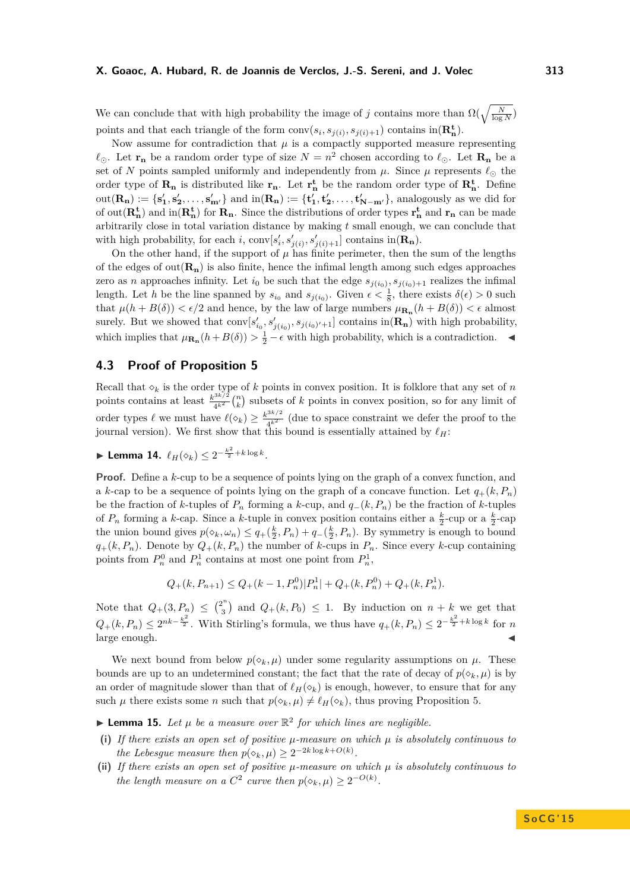We can conclude that with high probability the image of $j$ contains more than $\Omega(\sqrt{\frac{N}{\log N}})$ points and that each triangle of the form $\mathrm{conv}(s_i, s_{j(i)}, s_{j(i)+1})$ contains $\mathrm{in}(\mathbf{R_n^t})$.

Now assume for contradiction that $\mu$ is a compactly supported measure representing $\ell_\odot$. Let $\mathbf{r_n}$ be a random order type of size $N = n^2$ chosen according to $\ell_\odot$. Let $\mathbf{R_n}$ be a set of $N$ points sampled uniformly and independently from $\mu$. Since $\mu$ represents $\ell_\odot$ the order type of $\mathbf{R_n}$ is distributed like $\mathbf{r_n}$. Let $\mathbf{r_n^t}$ be the random order type of $\mathbf{R_n^t}$. Define $\mathrm{out}(\mathbf{R_n}) := \{\mathbf{s'_1}, \mathbf{s'_2}, \ldots, \mathbf{s'_{m'}}\}$ and $\mathrm{in}(\mathbf{R_n}) := \{\mathbf{t'_1}, \mathbf{t'_2}, \ldots, \mathbf{t'_{N-m'}}\}$, analogously as we did for of $\mathrm{out}(\mathbf{R_n^t})$ and $\mathrm{in}(\mathbf{R_n^t})$ for $\mathbf{R_n}$. Since the distributions of order types $\mathbf{r_n^t}$ and $\mathbf{r_n}$ can be made arbitrarily close in total variation distance by making $t$ small enough, we can conclude that with high probability, for each $i$, $\mathrm{conv}[s'_i, s'_{j(i)}, s'_{j(i)+1}]$ contains $\mathrm{in}(\mathbf{R_n})$.

On the other hand, if the support of $\mu$ has finite perimeter, then the sum of the lengths of the edges of $\mathrm{out}(\mathbf{R_n})$ is also finite, hence the infimal length among such edges approaches zero as $n$ approaches infinity. Let $i_0$ be such that the edge $s_{j(i_0)}, s_{j(i_0)+1}$ realizes the infimal length. Let $h$ be the line spanned by $s_{i_0}$ and $s_{j(i_0)}$. Given $\epsilon < \frac{1}{8}$, there exists $\delta(\epsilon) > 0$ such that $\mu(h + B(\delta)) < \epsilon/2$ and hence, by the law of large numbers $\mu_{\mathbf{R_n}}(h + B(\delta)) < \epsilon$ almost surely. But we showed that $\mathrm{conv}[s'_{i_0}, s'_{j(i_0)}, s_{j(i_0)'+1}]$ contains $\mathrm{in}(\mathbf{R_n})$ with high probability, which implies that $\mu_{\mathbf{R_n}}(h + B(\delta)) > \frac{1}{2} - \epsilon$ with high probability, which is a contradiction. ◀

## 4.3 Proof of Proposition 5

Recall that $\diamond_k$ is the order type of $k$ points in convex position. It is folklore that any set of $n$ points contains at least $\frac{k^{3k/2}}{4^{k^2}}\binom{n}{k}$ subsets of $k$ points in convex position, so for any limit of order types $\ell$ we must have $\ell(\diamond_k) \geq \frac{k^{3k/2}}{4^{k^2}}$ (due to space constraint we defer the proof to the journal version). We first show that this bound is essentially attained by $\ell_H$:

▶ **Lemma 14.** $\ell_H(\diamond_k) \leq 2^{-\frac{k^2}{2} + k\log k}$.

**Proof.** Define a $k$-cup to be a sequence of points lying on the graph of a convex function, and a $k$-cap to be a sequence of points lying on the graph of a concave function. Let $q_+(k, P_n)$ be the fraction of $k$-tuples of $P_n$ forming a $k$-cup, and $q_-(k, P_n)$ be the fraction of $k$-tuples of $P_n$ forming a $k$-cap. Since a $k$-tuple in convex position contains either a $\frac{k}{2}$-cup or a $\frac{k}{2}$-cap the union bound gives $p(\diamond_k, \omega_n) \leq q_+(\frac{k}{2}, P_n) + q_-(\frac{k}{2}, P_n)$. By symmetry is enough to bound $q_+(k, P_n)$. Denote by $Q_+(k, P_n)$ the number of $k$-cups in $P_n$. Since every $k$-cup containing points from $P_n^0$ and $P_n^1$ contains at most one point from $P_n^1$,

$$Q_+(k, P_{n+1}) \leq Q_+(k-1, P_n^0)|P_n^1| + Q_+(k, P_n^0) + Q_+(k, P_n^1).$$

Note that $Q_+(3, P_n) \leq \binom{2^n}{3}$ and $Q_+(k, P_0) \leq 1$. By induction on $n + k$ we get that $Q_+(k, P_n) \leq 2^{nk - \frac{k^2}{2}}$. With Stirling's formula, we thus have $q_+(k, P_n) \leq 2^{-\frac{k^2}{2} + k\log k}$ for $n$ large enough. ◀

We next bound from below $p(\diamond_k, \mu)$ under some regularity assumptions on $\mu$. These bounds are up to an undetermined constant; the fact that the rate of decay of $p(\diamond_k, \mu)$ is by an order of magnitude slower than that of $\ell_H(\diamond_k)$ is enough, however, to ensure that for any such $\mu$ there exists some $n$ such that $p(\diamond_k, \mu) \neq \ell_H(\diamond_k)$, thus proving Proposition 5.

▶ **Lemma 15.** *Let $\mu$ be a measure over $\mathbb{R}^2$ for which lines are negligible.*

**(i)** *If there exists an open set of positive $\mu$-measure on which $\mu$ is absolutely continuous to the Lebesgue measure then $p(\diamond_k, \mu) \geq 2^{-2k\log k + O(k)}$.*

**(ii)** *If there exists an open set of positive $\mu$-measure on which $\mu$ is absolutely continuous to the length measure on a $C^2$ curve then $p(\diamond_k, \mu) \geq 2^{-O(k)}$.*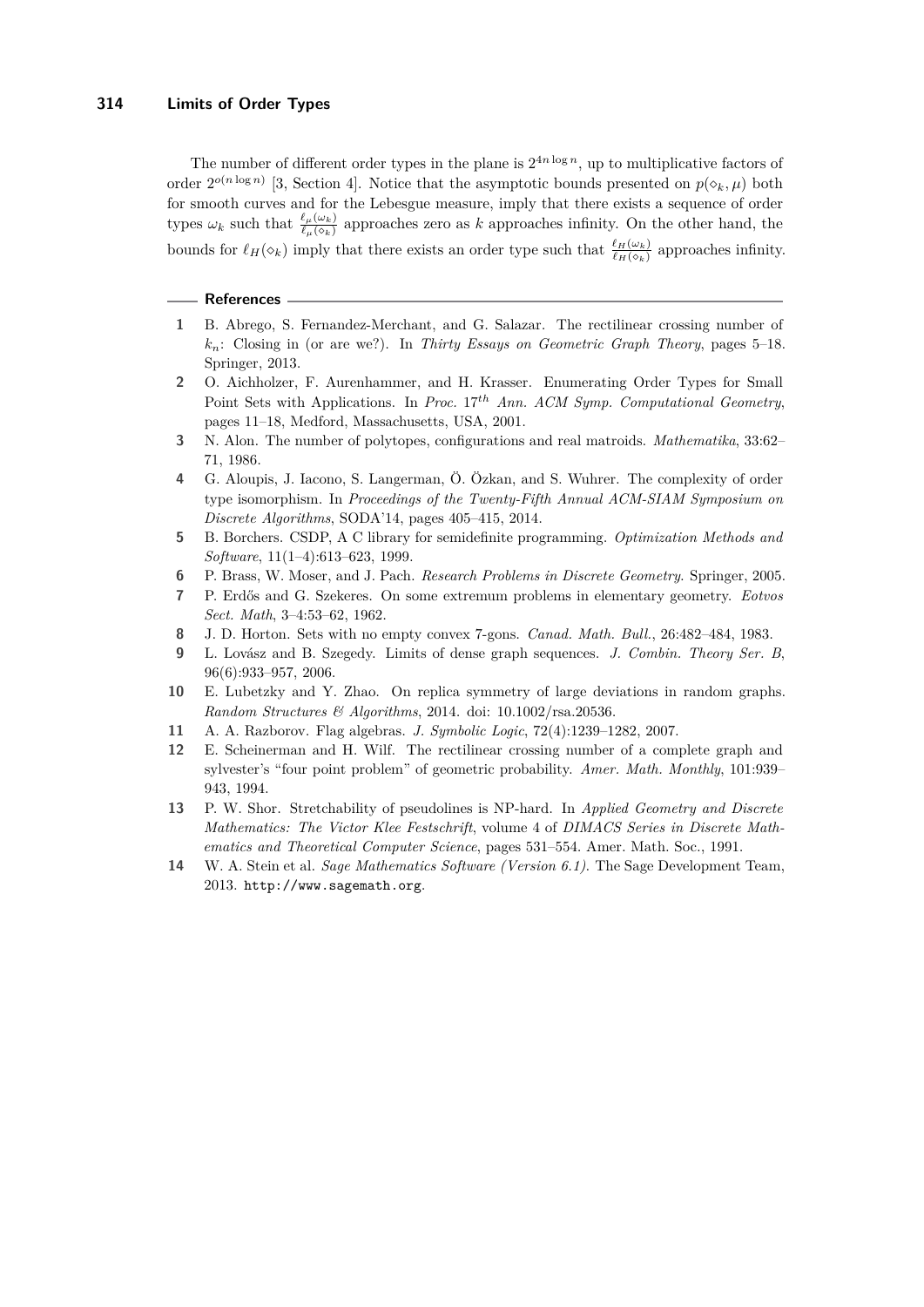The number of different order types in the plane is $2^{4n \log n}$, up to multiplicative factors of order $2^{o(n \log n)}$ [3, Section 4]. Notice that the asymptotic bounds presented on $p(\diamond_k, \mu)$ both for smooth curves and for the Lebesgue measure, imply that there exists a sequence of order types $\omega_k$ such that $\frac{\ell_\mu(\omega_k)}{\ell_\mu(\diamond_k)}$ approaches zero as $k$ approaches infinity. On the other hand, the bounds for $\ell_H(\diamond_k)$ imply that there exists an order type such that $\frac{\ell_H(\omega_k)}{\ell_H(\diamond_k)}$ approaches infinity.

## References

1. B. Abrego, S. Fernandez-Merchant, and G. Salazar. The rectilinear crossing number of $k_n$: Closing in (or are we?). In *Thirty Essays on Geometric Graph Theory*, pages 5–18. Springer, 2013.
2. O. Aichholzer, F. Aurenhammer, and H. Krasser. Enumerating Order Types for Small Point Sets with Applications. In *Proc. 17$^{th}$ Ann. ACM Symp. Computational Geometry*, pages 11–18, Medford, Massachusetts, USA, 2001.
3. N. Alon. The number of polytopes, configurations and real matroids. *Mathematika*, 33:62–71, 1986.
4. G. Aloupis, J. Iacono, S. Langerman, Ö. Özkan, and S. Wuhrer. The complexity of order type isomorphism. In *Proceedings of the Twenty-Fifth Annual ACM-SIAM Symposium on Discrete Algorithms*, SODA'14, pages 405–415, 2014.
5. B. Borchers. CSDP, A C library for semidefinite programming. *Optimization Methods and Software*, 11(1–4):613–623, 1999.
6. P. Brass, W. Moser, and J. Pach. *Research Problems in Discrete Geometry*. Springer, 2005.
7. P. Erdős and G. Szekeres. On some extremum problems in elementary geometry. *Eotvos Sect. Math*, 3–4:53–62, 1962.
8. J. D. Horton. Sets with no empty convex 7-gons. *Canad. Math. Bull.*, 26:482–484, 1983.
9. L. Lovász and B. Szegedy. Limits of dense graph sequences. *J. Combin. Theory Ser. B*, 96(6):933–957, 2006.
10. E. Lubetzky and Y. Zhao. On replica symmetry of large deviations in random graphs. *Random Structures & Algorithms*, 2014. doi: 10.1002/rsa.20536.
11. A. A. Razborov. Flag algebras. *J. Symbolic Logic*, 72(4):1239–1282, 2007.
12. E. Scheinerman and H. Wilf. The rectilinear crossing number of a complete graph and sylvester's "four point problem" of geometric probability. *Amer. Math. Monthly*, 101:939–943, 1994.
13. P. W. Shor. Stretchability of pseudolines is NP-hard. In *Applied Geometry and Discrete Mathematics: The Victor Klee Festschrift*, volume 4 of *DIMACS Series in Discrete Mathematics and Theoretical Computer Science*, pages 531–554. Amer. Math. Soc., 1991.
14. W. A. Stein et al. *Sage Mathematics Software (Version 6.1)*. The Sage Development Team, 2013. http://www.sagemath.org.